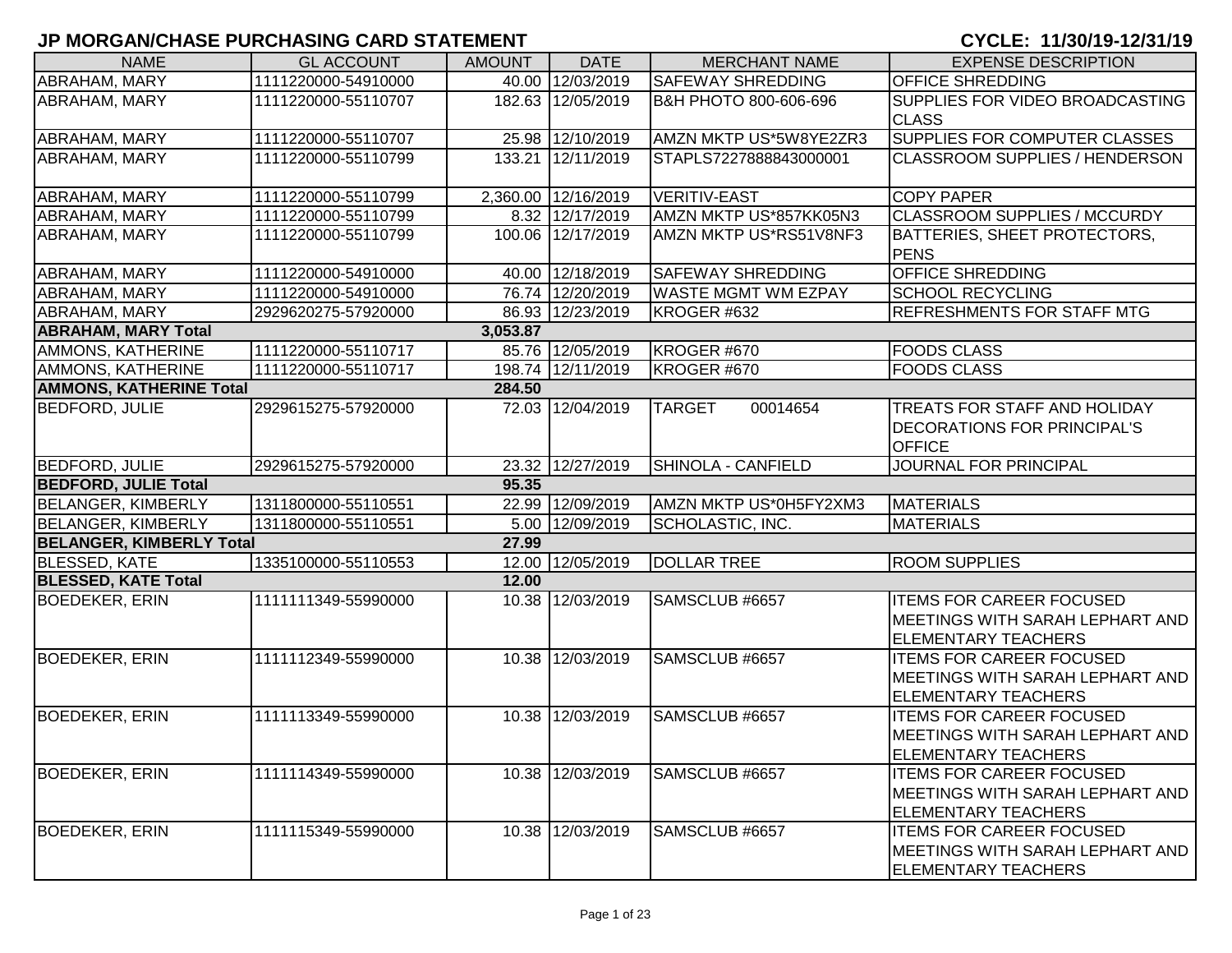## JP MORGAN/CHASE PURCHASING CARD STATEMENT

**CYCLE: 11/30/19-12/31/19**

| NAME | GL ACCOUNT | AMOUNT | DATE | MERCHANT NAME | EXPENSE DESCRIPTION |
|---|---|---|---|---|---|
| ABRAHAM, MARY | 1111220000-54910000 | 40.00 | 12/03/2019 | SAFEWAY SHREDDING | OFFICE SHREDDING |
| ABRAHAM, MARY | 1111220000-55110707 | 182.63 | 12/05/2019 | B&H PHOTO 800-606-696 | SUPPLIES FOR VIDEO BROADCASTING CLASS |
| ABRAHAM, MARY | 1111220000-55110707 | 25.98 | 12/10/2019 | AMZN MKTP US*5W8YE2ZR3 | SUPPLIES FOR COMPUTER CLASSES |
| ABRAHAM, MARY | 1111220000-55110799 | 133.21 | 12/11/2019 | STAPLS7227888843000001 | CLASSROOM SUPPLIES / HENDERSON |
| ABRAHAM, MARY | 1111220000-55110799 | 2,360.00 | 12/16/2019 | VERITIV-EAST | COPY PAPER |
| ABRAHAM, MARY | 1111220000-55110799 | 8.32 | 12/17/2019 | AMZN MKTP US*857KK05N3 | CLASSROOM SUPPLIES / MCCURDY |
| ABRAHAM, MARY | 1111220000-55110799 | 100.06 | 12/17/2019 | AMZN MKTP US*RS51V8NF3 | BATTERIES, SHEET PROTECTORS, PENS |
| ABRAHAM, MARY | 1111220000-54910000 | 40.00 | 12/18/2019 | SAFEWAY SHREDDING | OFFICE SHREDDING |
| ABRAHAM, MARY | 1111220000-54910000 | 76.74 | 12/20/2019 | WASTE MGMT WM EZPAY | SCHOOL RECYCLING |
| ABRAHAM, MARY | 2929620275-57920000 | 86.93 | 12/23/2019 | KROGER #632 | REFRESHMENTS FOR STAFF MTG |
| **ABRAHAM, MARY Total** | | **3,053.87** | | | |
| AMMONS, KATHERINE | 1111220000-55110717 | 85.76 | 12/05/2019 | KROGER #670 | FOODS CLASS |
| AMMONS, KATHERINE | 1111220000-55110717 | 198.74 | 12/11/2019 | KROGER #670 | FOODS CLASS |
| **AMMONS, KATHERINE Total** | | **284.50** | | | |
| BEDFORD, JULIE | 2929615275-57920000 | 72.03 | 12/04/2019 | TARGET 00014654 | TREATS FOR STAFF AND HOLIDAY DECORATIONS FOR PRINCIPAL'S OFFICE |
| BEDFORD, JULIE | 2929615275-57920000 | 23.32 | 12/27/2019 | SHINOLA - CANFIELD | JOURNAL FOR PRINCIPAL |
| **BEDFORD, JULIE Total** | | **95.35** | | | |
| BELANGER, KIMBERLY | 1311800000-55110551 | 22.99 | 12/09/2019 | AMZN MKTP US*0H5FY2XM3 | MATERIALS |
| BELANGER, KIMBERLY | 1311800000-55110551 | 5.00 | 12/09/2019 | SCHOLASTIC, INC. | MATERIALS |
| **BELANGER, KIMBERLY Total** | | **27.99** | | | |
| BLESSED, KATE | 1335100000-55110553 | 12.00 | 12/05/2019 | DOLLAR TREE | ROOM SUPPLIES |
| **BLESSED, KATE Total** | | **12.00** | | | |
| BOEDEKER, ERIN | 1111111349-55990000 | 10.38 | 12/03/2019 | SAMSCLUB #6657 | ITEMS FOR CAREER FOCUSED MEETINGS WITH SARAH LEPHART AND ELEMENTARY TEACHERS |
| BOEDEKER, ERIN | 1111112349-55990000 | 10.38 | 12/03/2019 | SAMSCLUB #6657 | ITEMS FOR CAREER FOCUSED MEETINGS WITH SARAH LEPHART AND ELEMENTARY TEACHERS |
| BOEDEKER, ERIN | 1111113349-55990000 | 10.38 | 12/03/2019 | SAMSCLUB #6657 | ITEMS FOR CAREER FOCUSED MEETINGS WITH SARAH LEPHART AND ELEMENTARY TEACHERS |
| BOEDEKER, ERIN | 1111114349-55990000 | 10.38 | 12/03/2019 | SAMSCLUB #6657 | ITEMS FOR CAREER FOCUSED MEETINGS WITH SARAH LEPHART AND ELEMENTARY TEACHERS |
| BOEDEKER, ERIN | 1111115349-55990000 | 10.38 | 12/03/2019 | SAMSCLUB #6657 | ITEMS FOR CAREER FOCUSED MEETINGS WITH SARAH LEPHART AND ELEMENTARY TEACHERS |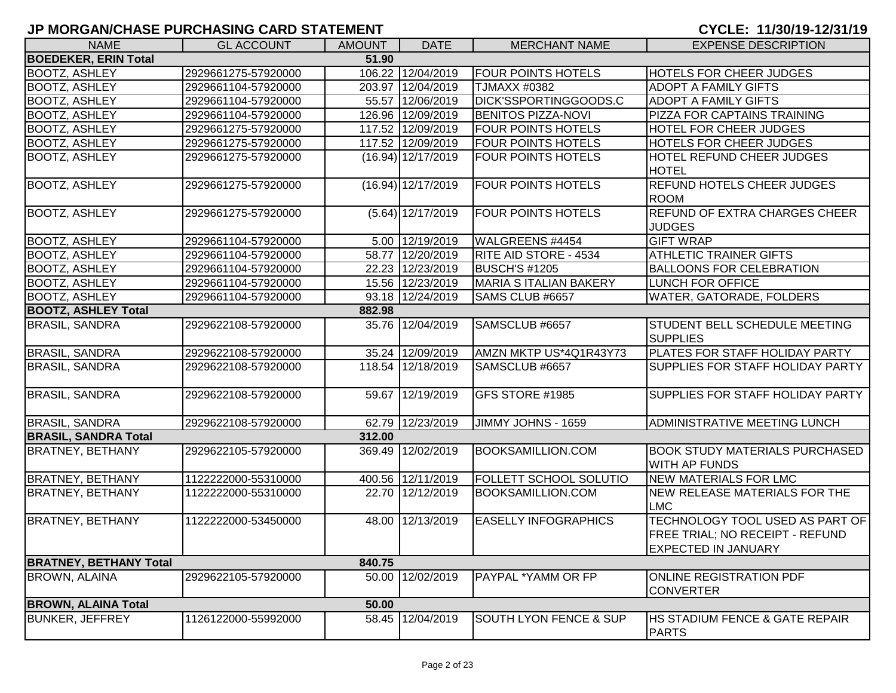## JP MORGAN/CHASE PURCHASING CARD STATEMENT

**CYCLE: 11/30/19-12/31/19**

| NAME | GL ACCOUNT | AMOUNT | DATE | MERCHANT NAME | EXPENSE DESCRIPTION |
|---|---|---|---|---|---|
| **BOEDEKER, ERIN Total** | | **51.90** | | | |
| BOOTZ, ASHLEY | 2929661275-57920000 | 106.22 | 12/04/2019 | FOUR POINTS HOTELS | HOTELS FOR CHEER JUDGES |
| BOOTZ, ASHLEY | 2929661104-57920000 | 203.97 | 12/04/2019 | TJMAXX #0382 | ADOPT A FAMILY GIFTS |
| BOOTZ, ASHLEY | 2929661104-57920000 | 55.57 | 12/06/2019 | DICK'SSPORTINGGOODS.C | ADOPT A FAMILY GIFTS |
| BOOTZ, ASHLEY | 2929661104-57920000 | 126.96 | 12/09/2019 | BENITOS PIZZA-NOVI | PIZZA FOR CAPTAINS TRAINING |
| BOOTZ, ASHLEY | 2929661275-57920000 | 117.52 | 12/09/2019 | FOUR POINTS HOTELS | HOTEL FOR CHEER JUDGES |
| BOOTZ, ASHLEY | 2929661275-57920000 | 117.52 | 12/09/2019 | FOUR POINTS HOTELS | HOTELS FOR CHEER JUDGES |
| BOOTZ, ASHLEY | 2929661275-57920000 | (16.94) | 12/17/2019 | FOUR POINTS HOTELS | HOTEL REFUND CHEER JUDGES HOTEL |
| BOOTZ, ASHLEY | 2929661275-57920000 | (16.94) | 12/17/2019 | FOUR POINTS HOTELS | REFUND HOTELS CHEER JUDGES ROOM |
| BOOTZ, ASHLEY | 2929661275-57920000 | (5.64) | 12/17/2019 | FOUR POINTS HOTELS | REFUND OF EXTRA CHARGES CHEER JUDGES |
| BOOTZ, ASHLEY | 2929661104-57920000 | 5.00 | 12/19/2019 | WALGREENS #4454 | GIFT WRAP |
| BOOTZ, ASHLEY | 2929661104-57920000 | 58.77 | 12/20/2019 | RITE AID STORE - 4534 | ATHLETIC TRAINER GIFTS |
| BOOTZ, ASHLEY | 2929661104-57920000 | 22.23 | 12/23/2019 | BUSCH'S #1205 | BALLOONS FOR CELEBRATION |
| BOOTZ, ASHLEY | 2929661104-57920000 | 15.56 | 12/23/2019 | MARIA S ITALIAN BAKERY | LUNCH FOR OFFICE |
| BOOTZ, ASHLEY | 2929661104-57920000 | 93.18 | 12/24/2019 | SAMS CLUB #6657 | WATER, GATORADE, FOLDERS |
| **BOOTZ, ASHLEY Total** | | **882.98** | | | |
| BRASIL, SANDRA | 2929622108-57920000 | 35.76 | 12/04/2019 | SAMSCLUB #6657 | STUDENT BELL SCHEDULE MEETING SUPPLIES |
| BRASIL, SANDRA | 2929622108-57920000 | 35.24 | 12/09/2019 | AMZN MKTP US*4Q1R43Y73 | PLATES FOR STAFF HOLIDAY PARTY |
| BRASIL, SANDRA | 2929622108-57920000 | 118.54 | 12/18/2019 | SAMSCLUB #6657 | SUPPLIES FOR STAFF HOLIDAY PARTY |
| BRASIL, SANDRA | 2929622108-57920000 | 59.67 | 12/19/2019 | GFS STORE #1985 | SUPPLIES FOR STAFF HOLIDAY PARTY |
| BRASIL, SANDRA | 2929622108-57920000 | 62.79 | 12/23/2019 | JIMMY JOHNS - 1659 | ADMINISTRATIVE MEETING LUNCH |
| **BRASIL, SANDRA Total** | | **312.00** | | | |
| BRATNEY, BETHANY | 2929622105-57920000 | 369.49 | 12/02/2019 | BOOKSAMILLION.COM | BOOK STUDY MATERIALS PURCHASED WITH AP FUNDS |
| BRATNEY, BETHANY | 1122222000-55310000 | 400.56 | 12/11/2019 | FOLLETT SCHOOL SOLUTIO | NEW MATERIALS FOR LMC |
| BRATNEY, BETHANY | 1122222000-55310000 | 22.70 | 12/12/2019 | BOOKSAMILLION.COM | NEW RELEASE MATERIALS FOR THE LMC |
| BRATNEY, BETHANY | 1122222000-53450000 | 48.00 | 12/13/2019 | EASELLY INFOGRAPHICS | TECHNOLOGY TOOL USED AS PART OF FREE TRIAL; NO RECEIPT - REFUND EXPECTED IN JANUARY |
| **BRATNEY, BETHANY Total** | | **840.75** | | | |
| BROWN, ALAINA | 2929622105-57920000 | 50.00 | 12/02/2019 | PAYPAL *YAMM OR FP | ONLINE REGISTRATION PDF CONVERTER |
| **BROWN, ALAINA Total** | | **50.00** | | | |
| BUNKER, JEFFREY | 1126122000-55992000 | 58.45 | 12/04/2019 | SOUTH LYON FENCE & SUP | HS STADIUM FENCE & GATE REPAIR PARTS |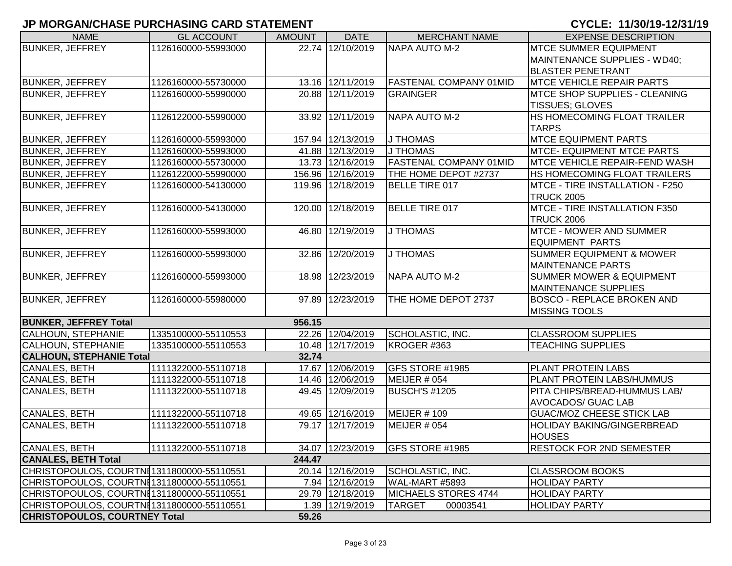## JP MORGAN/CHASE PURCHASING CARD STATEMENT

**CYCLE: 11/30/19-12/31/19**

| NAME | GL ACCOUNT | AMOUNT | DATE | MERCHANT NAME | EXPENSE DESCRIPTION |
|---|---|---|---|---|---|
| BUNKER, JEFFREY | 1126160000-55993000 | 22.74 | 12/10/2019 | NAPA AUTO M-2 | MTCE SUMMER EQUIPMENT MAINTENANCE SUPPLIES - WD40; BLASTER PENETRANT |
| BUNKER, JEFFREY | 1126160000-55730000 | 13.16 | 12/11/2019 | FASTENAL COMPANY 01MID | MTCE VEHICLE REPAIR PARTS |
| BUNKER, JEFFREY | 1126160000-55990000 | 20.88 | 12/11/2019 | GRAINGER | MTCE SHOP SUPPLIES - CLEANING TISSUES; GLOVES |
| BUNKER, JEFFREY | 1126122000-55990000 | 33.92 | 12/11/2019 | NAPA AUTO M-2 | HS HOMECOMING FLOAT TRAILER TARPS |
| BUNKER, JEFFREY | 1126160000-55993000 | 157.94 | 12/13/2019 | J THOMAS | MTCE EQUIPMENT PARTS |
| BUNKER, JEFFREY | 1126160000-55993000 | 41.88 | 12/13/2019 | J THOMAS | MTCE- EQUIPMENT MTCE PARTS |
| BUNKER, JEFFREY | 1126160000-55730000 | 13.73 | 12/16/2019 | FASTENAL COMPANY 01MID | MTCE VEHICLE REPAIR-FEND WASH |
| BUNKER, JEFFREY | 1126122000-55990000 | 156.96 | 12/16/2019 | THE HOME DEPOT #2737 | HS HOMECOMING FLOAT TRAILERS |
| BUNKER, JEFFREY | 1126160000-54130000 | 119.96 | 12/18/2019 | BELLE TIRE 017 | MTCE - TIRE INSTALLATION - F250 TRUCK 2005 |
| BUNKER, JEFFREY | 1126160000-54130000 | 120.00 | 12/18/2019 | BELLE TIRE 017 | MTCE - TIRE INSTALLATION F350 TRUCK 2006 |
| BUNKER, JEFFREY | 1126160000-55993000 | 46.80 | 12/19/2019 | J THOMAS | MTCE - MOWER AND SUMMER EQUIPMENT PARTS |
| BUNKER, JEFFREY | 1126160000-55993000 | 32.86 | 12/20/2019 | J THOMAS | SUMMER EQUIPMENT & MOWER MAINTENANCE PARTS |
| BUNKER, JEFFREY | 1126160000-55993000 | 18.98 | 12/23/2019 | NAPA AUTO M-2 | SUMMER MOWER & EQUIPMENT MAINTENANCE SUPPLIES |
| BUNKER, JEFFREY | 1126160000-55980000 | 97.89 | 12/23/2019 | THE HOME DEPOT 2737 | BOSCO - REPLACE BROKEN AND MISSING TOOLS |
| **BUNKER, JEFFREY Total** | | **956.15** | | | |
| CALHOUN, STEPHANIE | 1335100000-55110553 | 22.26 | 12/04/2019 | SCHOLASTIC, INC. | CLASSROOM SUPPLIES |
| CALHOUN, STEPHANIE | 1335100000-55110553 | 10.48 | 12/17/2019 | KROGER #363 | TEACHING SUPPLIES |
| **CALHOUN, STEPHANIE Total** | | **32.74** | | | |
| CANALES, BETH | 1111322000-55110718 | 17.67 | 12/06/2019 | GFS STORE #1985 | PLANT PROTEIN LABS |
| CANALES, BETH | 1111322000-55110718 | 14.46 | 12/06/2019 | MEIJER # 054 | PLANT PROTEIN LABS/HUMMUS |
| CANALES, BETH | 1111322000-55110718 | 49.45 | 12/09/2019 | BUSCH'S #1205 | PITA CHIPS/BREAD-HUMMUS LAB/ AVOCADOS/ GUAC LAB |
| CANALES, BETH | 1111322000-55110718 | 49.65 | 12/16/2019 | MEIJER # 109 | GUAC/MOZ CHEESE STICK LAB |
| CANALES, BETH | 1111322000-55110718 | 79.17 | 12/17/2019 | MEIJER # 054 | HOLIDAY BAKING/GINGERBREAD HOUSES |
| CANALES, BETH | 1111322000-55110718 | 34.07 | 12/23/2019 | GFS STORE #1985 | RESTOCK FOR 2ND SEMESTER |
| **CANALES, BETH Total** | | **244.47** | | | |
| CHRISTOPOULOS, COURTNEY | 1311800000-55110551 | 20.14 | 12/16/2019 | SCHOLASTIC, INC. | CLASSROOM BOOKS |
| CHRISTOPOULOS, COURTNEY | 1311800000-55110551 | 7.94 | 12/16/2019 | WAL-MART #5893 | HOLIDAY PARTY |
| CHRISTOPOULOS, COURTNEY | 1311800000-55110551 | 29.79 | 12/18/2019 | MICHAELS STORES 4744 | HOLIDAY PARTY |
| CHRISTOPOULOS, COURTNEY | 1311800000-55110551 | 1.39 | 12/19/2019 | TARGET 00003541 | HOLIDAY PARTY |
| **CHRISTOPOULOS, COURTNEY Total** | | **59.26** | | | |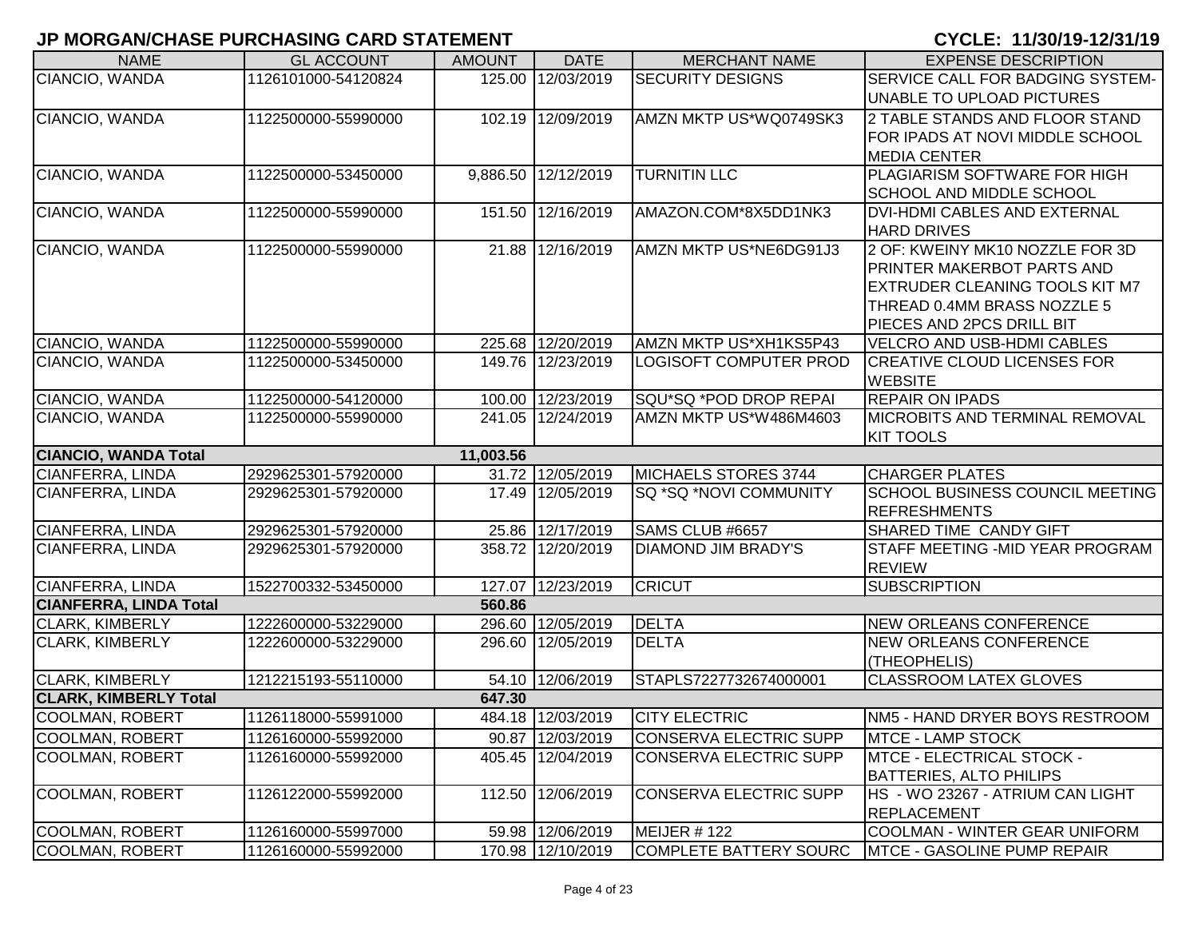## JP MORGAN/CHASE PURCHASING CARD STATEMENT

**CYCLE: 11/30/19-12/31/19**

| NAME | GL ACCOUNT | AMOUNT | DATE | MERCHANT NAME | EXPENSE DESCRIPTION |
|---|---|---|---|---|---|
| CIANCIO, WANDA | 1126101000-54120824 | 125.00 | 12/03/2019 | SECURITY DESIGNS | SERVICE CALL FOR BADGING SYSTEM-UNABLE TO UPLOAD PICTURES |
| CIANCIO, WANDA | 1122500000-55990000 | 102.19 | 12/09/2019 | AMZN MKTP US*WQ0749SK3 | 2 TABLE STANDS AND FLOOR STAND FOR IPADS AT NOVI MIDDLE SCHOOL MEDIA CENTER |
| CIANCIO, WANDA | 1122500000-53450000 | 9,886.50 | 12/12/2019 | TURNITIN LLC | PLAGIARISM SOFTWARE FOR HIGH SCHOOL AND MIDDLE SCHOOL |
| CIANCIO, WANDA | 1122500000-55990000 | 151.50 | 12/16/2019 | AMAZON.COM*8X5DD1NK3 | DVI-HDMI CABLES AND EXTERNAL HARD DRIVES |
| CIANCIO, WANDA | 1122500000-55990000 | 21.88 | 12/16/2019 | AMZN MKTP US*NE6DG91J3 | 2 OF: KWEINY MK10 NOZZLE FOR 3D PRINTER MAKERBOT PARTS AND EXTRUDER CLEANING TOOLS KIT M7 THREAD 0.4MM BRASS NOZZLE 5 PIECES AND 2PCS DRILL BIT |
| CIANCIO, WANDA | 1122500000-55990000 | 225.68 | 12/20/2019 | AMZN MKTP US*XH1KS5P43 | VELCRO AND USB-HDMI CABLES |
| CIANCIO, WANDA | 1122500000-53450000 | 149.76 | 12/23/2019 | LOGISOFT COMPUTER PROD | CREATIVE CLOUD LICENSES FOR WEBSITE |
| CIANCIO, WANDA | 1122500000-54120000 | 100.00 | 12/23/2019 | SQU*SQ *POD DROP REPAI | REPAIR ON IPADS |
| CIANCIO, WANDA | 1122500000-55990000 | 241.05 | 12/24/2019 | AMZN MKTP US*W486M4603 | MICROBITS AND TERMINAL REMOVAL KIT TOOLS |
| **CIANCIO, WANDA Total** | | **11,003.56** | | | |
| CIANFERRA, LINDA | 2929625301-57920000 | 31.72 | 12/05/2019 | MICHAELS STORES 3744 | CHARGER PLATES |
| CIANFERRA, LINDA | 2929625301-57920000 | 17.49 | 12/05/2019 | SQ *SQ *NOVI COMMUNITY | SCHOOL BUSINESS COUNCIL MEETING REFRESHMENTS |
| CIANFERRA, LINDA | 2929625301-57920000 | 25.86 | 12/17/2019 | SAMS CLUB #6657 | SHARED TIME CANDY GIFT |
| CIANFERRA, LINDA | 2929625301-57920000 | 358.72 | 12/20/2019 | DIAMOND JIM BRADY'S | STAFF MEETING -MID YEAR PROGRAM REVIEW |
| CIANFERRA, LINDA | 1522700332-53450000 | 127.07 | 12/23/2019 | CRICUT | SUBSCRIPTION |
| **CIANFERRA, LINDA Total** | | **560.86** | | | |
| CLARK, KIMBERLY | 1222600000-53229000 | 296.60 | 12/05/2019 | DELTA | NEW ORLEANS CONFERENCE |
| CLARK, KIMBERLY | 1222600000-53229000 | 296.60 | 12/05/2019 | DELTA | NEW ORLEANS CONFERENCE (THEOPHELIS) |
| CLARK, KIMBERLY | 1212215193-55110000 | 54.10 | 12/06/2019 | STAPLS7227732674000001 | CLASSROOM LATEX GLOVES |
| **CLARK, KIMBERLY Total** | | **647.30** | | | |
| COOLMAN, ROBERT | 1126118000-55991000 | 484.18 | 12/03/2019 | CITY ELECTRIC | NM5 - HAND DRYER BOYS RESTROOM |
| COOLMAN, ROBERT | 1126160000-55992000 | 90.87 | 12/03/2019 | CONSERVA ELECTRIC SUPP | MTCE - LAMP STOCK |
| COOLMAN, ROBERT | 1126160000-55992000 | 405.45 | 12/04/2019 | CONSERVA ELECTRIC SUPP | MTCE - ELECTRICAL STOCK - BATTERIES, ALTO PHILIPS |
| COOLMAN, ROBERT | 1126122000-55992000 | 112.50 | 12/06/2019 | CONSERVA ELECTRIC SUPP | HS - WO 23267 - ATRIUM CAN LIGHT REPLACEMENT |
| COOLMAN, ROBERT | 1126160000-55997000 | 59.98 | 12/06/2019 | MEIJER # 122 | COOLMAN - WINTER GEAR UNIFORM |
| COOLMAN, ROBERT | 1126160000-55992000 | 170.98 | 12/10/2019 | COMPLETE BATTERY SOURC | MTCE - GASOLINE PUMP REPAIR |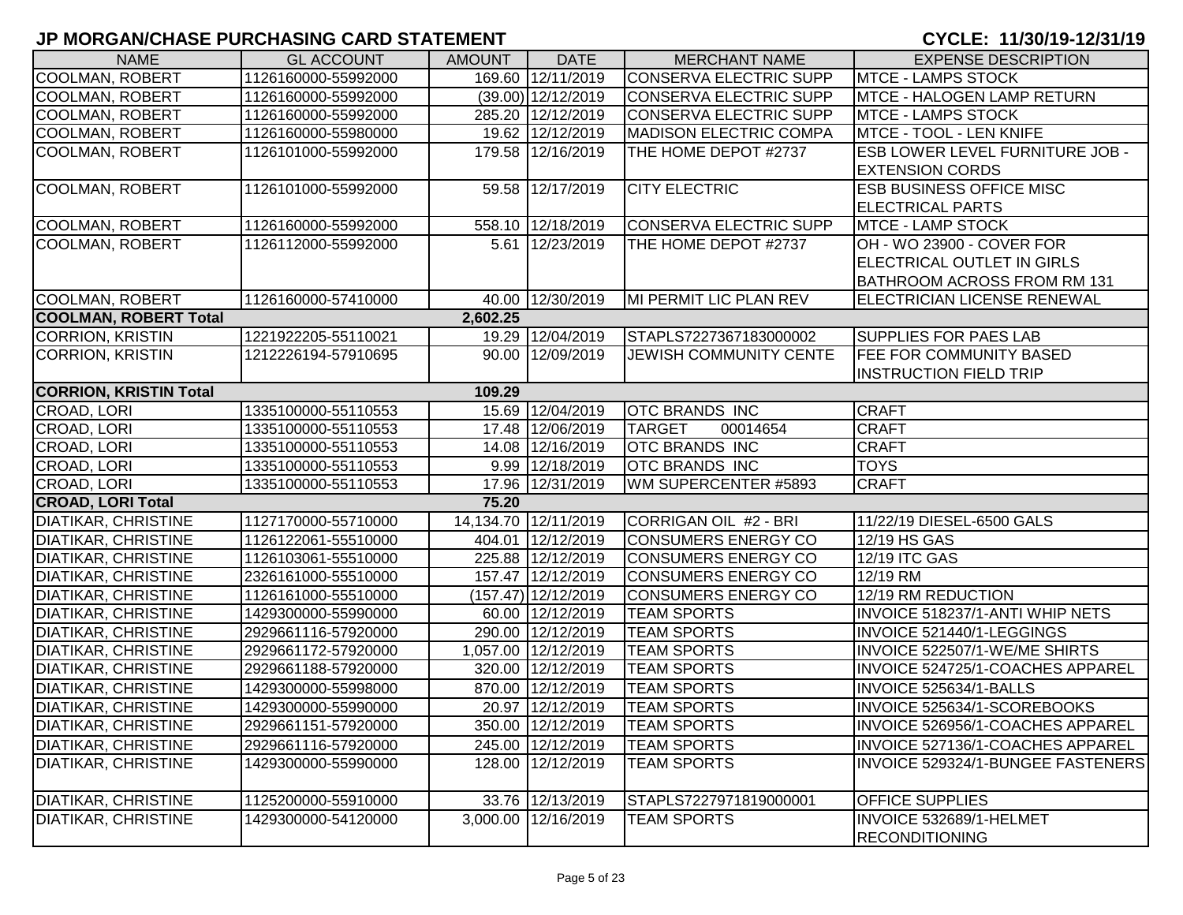# JP MORGAN/CHASE PURCHASING CARD STATEMENT

CYCLE: 11/30/19-12/31/19

| NAME | GL ACCOUNT | AMOUNT | DATE | MERCHANT NAME | EXPENSE DESCRIPTION |
|---|---|---|---|---|---|
| COOLMAN, ROBERT | 1126160000-55992000 | 169.60 | 12/11/2019 | CONSERVA ELECTRIC SUPP | MTCE - LAMPS STOCK |
| COOLMAN, ROBERT | 1126160000-55992000 | (39.00) | 12/12/2019 | CONSERVA ELECTRIC SUPP | MTCE - HALOGEN LAMP RETURN |
| COOLMAN, ROBERT | 1126160000-55992000 | 285.20 | 12/12/2019 | CONSERVA ELECTRIC SUPP | MTCE - LAMPS STOCK |
| COOLMAN, ROBERT | 1126160000-55980000 | 19.62 | 12/12/2019 | MADISON ELECTRIC COMPA | MTCE - TOOL - LEN KNIFE |
| COOLMAN, ROBERT | 1126101000-55992000 | 179.58 | 12/16/2019 | THE HOME DEPOT #2737 | ESB LOWER LEVEL FURNITURE JOB - EXTENSION CORDS |
| COOLMAN, ROBERT | 1126101000-55992000 | 59.58 | 12/17/2019 | CITY ELECTRIC | ESB BUSINESS OFFICE MISC ELECTRICAL PARTS |
| COOLMAN, ROBERT | 1126160000-55992000 | 558.10 | 12/18/2019 | CONSERVA ELECTRIC SUPP | MTCE - LAMP STOCK |
| COOLMAN, ROBERT | 1126112000-55992000 | 5.61 | 12/23/2019 | THE HOME DEPOT #2737 | OH - WO 23900 - COVER FOR ELECTRICAL OUTLET IN GIRLS BATHROOM ACROSS FROM RM 131 |
| COOLMAN, ROBERT | 1126160000-57410000 | 40.00 | 12/30/2019 | MI PERMIT LIC PLAN REV | ELECTRICIAN LICENSE RENEWAL |
| **COOLMAN, ROBERT Total** | | **2,602.25** | | | |
| CORRION, KRISTIN | 1221922205-55110021 | 19.29 | 12/04/2019 | STAPLS7227367183000002 | SUPPLIES FOR PAES LAB |
| CORRION, KRISTIN | 1212226194-57910695 | 90.00 | 12/09/2019 | JEWISH COMMUNITY CENTE | FEE FOR COMMUNITY BASED INSTRUCTION FIELD TRIP |
| **CORRION, KRISTIN Total** | | **109.29** | | | |
| CROAD, LORI | 1335100000-55110553 | 15.69 | 12/04/2019 | OTC BRANDS INC | CRAFT |
| CROAD, LORI | 1335100000-55110553 | 17.48 | 12/06/2019 | TARGET 00014654 | CRAFT |
| CROAD, LORI | 1335100000-55110553 | 14.08 | 12/16/2019 | OTC BRANDS INC | CRAFT |
| CROAD, LORI | 1335100000-55110553 | 9.99 | 12/18/2019 | OTC BRANDS INC | TOYS |
| CROAD, LORI | 1335100000-55110553 | 17.96 | 12/31/2019 | WM SUPERCENTER #5893 | CRAFT |
| **CROAD, LORI Total** | | **75.20** | | | |
| DIATIKAR, CHRISTINE | 1127170000-55710000 | 14,134.70 | 12/11/2019 | CORRIGAN OIL #2 - BRI | 11/22/19 DIESEL-6500 GALS |
| DIATIKAR, CHRISTINE | 1126122061-55510000 | 404.01 | 12/12/2019 | CONSUMERS ENERGY CO | 12/19 HS GAS |
| DIATIKAR, CHRISTINE | 1126103061-55510000 | 225.88 | 12/12/2019 | CONSUMERS ENERGY CO | 12/19 ITC GAS |
| DIATIKAR, CHRISTINE | 2326161000-55510000 | 157.47 | 12/12/2019 | CONSUMERS ENERGY CO | 12/19 RM |
| DIATIKAR, CHRISTINE | 1126161000-55510000 | (157.47) | 12/12/2019 | CONSUMERS ENERGY CO | 12/19 RM REDUCTION |
| DIATIKAR, CHRISTINE | 1429300000-55990000 | 60.00 | 12/12/2019 | TEAM SPORTS | INVOICE 518237/1-ANTI WHIP NETS |
| DIATIKAR, CHRISTINE | 2929661116-57920000 | 290.00 | 12/12/2019 | TEAM SPORTS | INVOICE 521440/1-LEGGINGS |
| DIATIKAR, CHRISTINE | 2929661172-57920000 | 1,057.00 | 12/12/2019 | TEAM SPORTS | INVOICE 522507/1-WE/ME SHIRTS |
| DIATIKAR, CHRISTINE | 2929661188-57920000 | 320.00 | 12/12/2019 | TEAM SPORTS | INVOICE 524725/1-COACHES APPAREL |
| DIATIKAR, CHRISTINE | 1429300000-55998000 | 870.00 | 12/12/2019 | TEAM SPORTS | INVOICE 525634/1-BALLS |
| DIATIKAR, CHRISTINE | 1429300000-55990000 | 20.97 | 12/12/2019 | TEAM SPORTS | INVOICE 525634/1-SCOREBOOKS |
| DIATIKAR, CHRISTINE | 2929661151-57920000 | 350.00 | 12/12/2019 | TEAM SPORTS | INVOICE 526956/1-COACHES APPAREL |
| DIATIKAR, CHRISTINE | 2929661116-57920000 | 245.00 | 12/12/2019 | TEAM SPORTS | INVOICE 527136/1-COACHES APPAREL |
| DIATIKAR, CHRISTINE | 1429300000-55990000 | 128.00 | 12/12/2019 | TEAM SPORTS | INVOICE 529324/1-BUNGEE FASTENERS |
| DIATIKAR, CHRISTINE | 1125200000-55910000 | 33.76 | 12/13/2019 | STAPLS7227971819000001 | OFFICE SUPPLIES |
| DIATIKAR, CHRISTINE | 1429300000-54120000 | 3,000.00 | 12/16/2019 | TEAM SPORTS | INVOICE 532689/1-HELMET RECONDITIONING |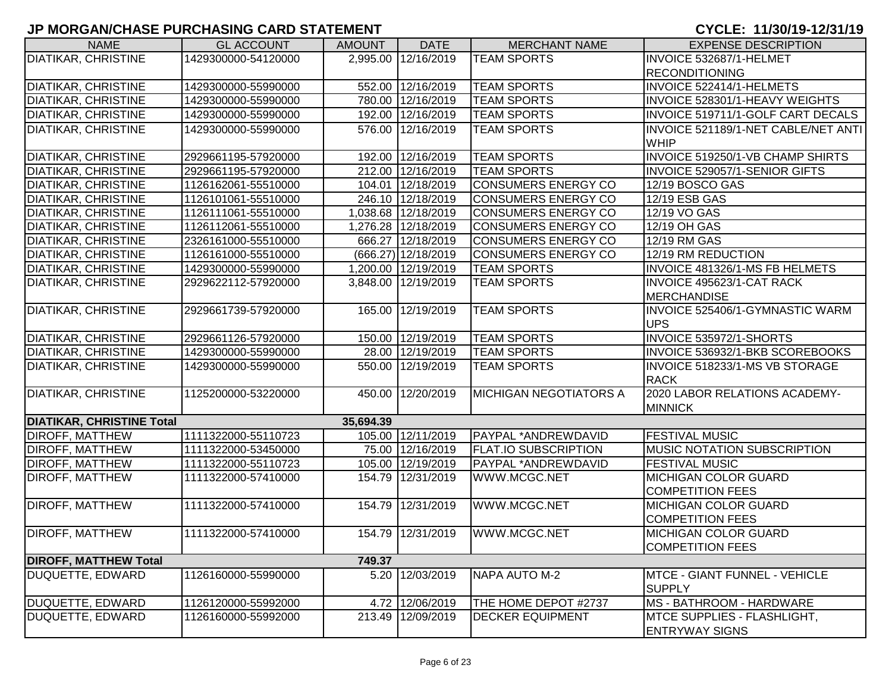## JP MORGAN/CHASE PURCHASING CARD STATEMENT

**CYCLE: 11/30/19-12/31/19**

| NAME | GL ACCOUNT | AMOUNT | DATE | MERCHANT NAME | EXPENSE DESCRIPTION |
|---|---|---|---|---|---|
| DIATIKAR, CHRISTINE | 1429300000-54120000 | 2,995.00 | 12/16/2019 | TEAM SPORTS | INVOICE 532687/1-HELMET RECONDITIONING |
| DIATIKAR, CHRISTINE | 1429300000-55990000 | 552.00 | 12/16/2019 | TEAM SPORTS | INVOICE 522414/1-HELMETS |
| DIATIKAR, CHRISTINE | 1429300000-55990000 | 780.00 | 12/16/2019 | TEAM SPORTS | INVOICE 528301/1-HEAVY WEIGHTS |
| DIATIKAR, CHRISTINE | 1429300000-55990000 | 192.00 | 12/16/2019 | TEAM SPORTS | INVOICE 519711/1-GOLF CART DECALS |
| DIATIKAR, CHRISTINE | 1429300000-55990000 | 576.00 | 12/16/2019 | TEAM SPORTS | INVOICE 521189/1-NET CABLE/NET ANTI WHIP |
| DIATIKAR, CHRISTINE | 2929661195-57920000 | 192.00 | 12/16/2019 | TEAM SPORTS | INVOICE 519250/1-VB CHAMP SHIRTS |
| DIATIKAR, CHRISTINE | 2929661195-57920000 | 212.00 | 12/16/2019 | TEAM SPORTS | INVOICE 529057/1-SENIOR GIFTS |
| DIATIKAR, CHRISTINE | 1126162061-55510000 | 104.01 | 12/18/2019 | CONSUMERS ENERGY CO | 12/19 BOSCO GAS |
| DIATIKAR, CHRISTINE | 1126101061-55510000 | 246.10 | 12/18/2019 | CONSUMERS ENERGY CO | 12/19 ESB GAS |
| DIATIKAR, CHRISTINE | 1126111061-55510000 | 1,038.68 | 12/18/2019 | CONSUMERS ENERGY CO | 12/19 VO GAS |
| DIATIKAR, CHRISTINE | 1126112061-55510000 | 1,276.28 | 12/18/2019 | CONSUMERS ENERGY CO | 12/19 OH GAS |
| DIATIKAR, CHRISTINE | 2326161000-55510000 | 666.27 | 12/18/2019 | CONSUMERS ENERGY CO | 12/19 RM GAS |
| DIATIKAR, CHRISTINE | 1126161000-55510000 | (666.27) | 12/18/2019 | CONSUMERS ENERGY CO | 12/19 RM REDUCTION |
| DIATIKAR, CHRISTINE | 1429300000-55990000 | 1,200.00 | 12/19/2019 | TEAM SPORTS | INVOICE 481326/1-MS FB HELMETS |
| DIATIKAR, CHRISTINE | 2929622112-57920000 | 3,848.00 | 12/19/2019 | TEAM SPORTS | INVOICE 495623/1-CAT RACK MERCHANDISE |
| DIATIKAR, CHRISTINE | 2929661739-57920000 | 165.00 | 12/19/2019 | TEAM SPORTS | INVOICE 525406/1-GYMNASTIC WARM UPS |
| DIATIKAR, CHRISTINE | 2929661126-57920000 | 150.00 | 12/19/2019 | TEAM SPORTS | INVOICE 535972/1-SHORTS |
| DIATIKAR, CHRISTINE | 1429300000-55990000 | 28.00 | 12/19/2019 | TEAM SPORTS | INVOICE 536932/1-BKB SCOREBOOKS |
| DIATIKAR, CHRISTINE | 1429300000-55990000 | 550.00 | 12/19/2019 | TEAM SPORTS | INVOICE 518233/1-MS VB STORAGE RACK |
| DIATIKAR, CHRISTINE | 1125200000-53220000 | 450.00 | 12/20/2019 | MICHIGAN NEGOTIATORS A | 2020 LABOR RELATIONS ACADEMY-MINNICK |
| **DIATIKAR, CHRISTINE Total** | | **35,694.39** | | | |
| DIROFF, MATTHEW | 1111322000-55110723 | 105.00 | 12/11/2019 | PAYPAL *ANDREWDAVID | FESTIVAL MUSIC |
| DIROFF, MATTHEW | 1111322000-53450000 | 75.00 | 12/16/2019 | FLAT.IO SUBSCRIPTION | MUSIC NOTATION SUBSCRIPTION |
| DIROFF, MATTHEW | 1111322000-55110723 | 105.00 | 12/19/2019 | PAYPAL *ANDREWDAVID | FESTIVAL MUSIC |
| DIROFF, MATTHEW | 1111322000-57410000 | 154.79 | 12/31/2019 | WWW.MCGC.NET | MICHIGAN COLOR GUARD COMPETITION FEES |
| DIROFF, MATTHEW | 1111322000-57410000 | 154.79 | 12/31/2019 | WWW.MCGC.NET | MICHIGAN COLOR GUARD COMPETITION FEES |
| DIROFF, MATTHEW | 1111322000-57410000 | 154.79 | 12/31/2019 | WWW.MCGC.NET | MICHIGAN COLOR GUARD COMPETITION FEES |
| **DIROFF, MATTHEW Total** | | **749.37** | | | |
| DUQUETTE, EDWARD | 1126160000-55990000 | 5.20 | 12/03/2019 | NAPA AUTO M-2 | MTCE - GIANT FUNNEL - VEHICLE SUPPLY |
| DUQUETTE, EDWARD | 1126120000-55992000 | 4.72 | 12/06/2019 | THE HOME DEPOT #2737 | MS - BATHROOM - HARDWARE |
| DUQUETTE, EDWARD | 1126160000-55992000 | 213.49 | 12/09/2019 | DECKER EQUIPMENT | MTCE SUPPLIES - FLASHLIGHT, ENTRYWAY SIGNS |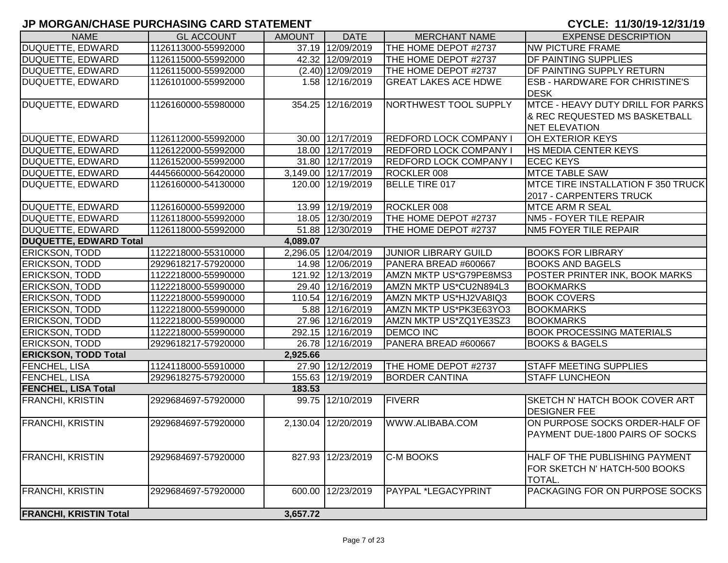# JP MORGAN/CHASE PURCHASING CARD STATEMENT

**CYCLE: 11/30/19-12/31/19**

| NAME | GL ACCOUNT | AMOUNT | DATE | MERCHANT NAME | EXPENSE DESCRIPTION |
|---|---|---|---|---|---|
| DUQUETTE, EDWARD | 1126113000-55992000 | 37.19 | 12/09/2019 | THE HOME DEPOT #2737 | NW PICTURE FRAME |
| DUQUETTE, EDWARD | 1126115000-55992000 | 42.32 | 12/09/2019 | THE HOME DEPOT #2737 | DF PAINTING SUPPLIES |
| DUQUETTE, EDWARD | 1126115000-55992000 | (2.40) | 12/09/2019 | THE HOME DEPOT #2737 | DF PAINTING SUPPLY RETURN |
| DUQUETTE, EDWARD | 1126101000-55992000 | 1.58 | 12/16/2019 | GREAT LAKES ACE HDWE | ESB - HARDWARE FOR CHRISTINE'S DESK |
| DUQUETTE, EDWARD | 1126160000-55980000 | 354.25 | 12/16/2019 | NORTHWEST TOOL SUPPLY | MTCE - HEAVY DUTY DRILL FOR PARKS & REC REQUESTED MS BASKETBALL NET ELEVATION |
| DUQUETTE, EDWARD | 1126112000-55992000 | 30.00 | 12/17/2019 | REDFORD LOCK COMPANY I | OH EXTERIOR KEYS |
| DUQUETTE, EDWARD | 1126122000-55992000 | 18.00 | 12/17/2019 | REDFORD LOCK COMPANY I | HS MEDIA CENTER KEYS |
| DUQUETTE, EDWARD | 1126152000-55992000 | 31.80 | 12/17/2019 | REDFORD LOCK COMPANY I | ECEC KEYS |
| DUQUETTE, EDWARD | 4445660000-56420000 | 3,149.00 | 12/17/2019 | ROCKLER 008 | MTCE TABLE SAW |
| DUQUETTE, EDWARD | 1126160000-54130000 | 120.00 | 12/19/2019 | BELLE TIRE 017 | MTCE TIRE INSTALLATION F 350 TRUCK 2017 - CARPENTERS TRUCK |
| DUQUETTE, EDWARD | 1126160000-55992000 | 13.99 | 12/19/2019 | ROCKLER 008 | MTCE ARM R SEAL |
| DUQUETTE, EDWARD | 1126118000-55992000 | 18.05 | 12/30/2019 | THE HOME DEPOT #2737 | NM5 - FOYER TILE REPAIR |
| DUQUETTE, EDWARD | 1126118000-55992000 | 51.88 | 12/30/2019 | THE HOME DEPOT #2737 | NM5 FOYER TILE REPAIR |
| **DUQUETTE, EDWARD Total** | | **4,089.07** | | | |
| ERICKSON, TODD | 1122218000-55310000 | 2,296.05 | 12/04/2019 | JUNIOR LIBRARY GUILD | BOOKS FOR LIBRARY |
| ERICKSON, TODD | 2929618217-57920000 | 14.98 | 12/06/2019 | PANERA BREAD #600667 | BOOKS AND BAGELS |
| ERICKSON, TODD | 1122218000-55990000 | 121.92 | 12/13/2019 | AMZN MKTP US*G79PE8MS3 | POSTER PRINTER INK, BOOK MARKS |
| ERICKSON, TODD | 1122218000-55990000 | 29.40 | 12/16/2019 | AMZN MKTP US*CU2N894L3 | BOOKMARKS |
| ERICKSON, TODD | 1122218000-55990000 | 110.54 | 12/16/2019 | AMZN MKTP US*HJ2VA8IQ3 | BOOK COVERS |
| ERICKSON, TODD | 1122218000-55990000 | 5.88 | 12/16/2019 | AMZN MKTP US*PK3E63YO3 | BOOKMARKS |
| ERICKSON, TODD | 1122218000-55990000 | 27.96 | 12/16/2019 | AMZN MKTP US*ZQ1YE3SZ3 | BOOKMARKS |
| ERICKSON, TODD | 1122218000-55990000 | 292.15 | 12/16/2019 | DEMCO INC | BOOK PROCESSING MATERIALS |
| ERICKSON, TODD | 2929618217-57920000 | 26.78 | 12/16/2019 | PANERA BREAD #600667 | BOOKS & BAGELS |
| **ERICKSON, TODD Total** | | **2,925.66** | | | |
| FENCHEL, LISA | 1124118000-55910000 | 27.90 | 12/12/2019 | THE HOME DEPOT #2737 | STAFF MEETING SUPPLIES |
| FENCHEL, LISA | 2929618275-57920000 | 155.63 | 12/19/2019 | BORDER CANTINA | STAFF LUNCHEON |
| **FENCHEL, LISA Total** | | **183.53** | | | |
| FRANCHI, KRISTIN | 2929684697-57920000 | 99.75 | 12/10/2019 | FIVERR | SKETCH N' HATCH BOOK COVER ART DESIGNER FEE |
| FRANCHI, KRISTIN | 2929684697-57920000 | 2,130.04 | 12/20/2019 | WWW.ALIBABA.COM | ON PURPOSE SOCKS ORDER-HALF OF PAYMENT DUE-1800 PAIRS OF SOCKS |
| FRANCHI, KRISTIN | 2929684697-57920000 | 827.93 | 12/23/2019 | C-M BOOKS | HALF OF THE PUBLISHING PAYMENT FOR SKETCH N' HATCH-500 BOOKS TOTAL. |
| FRANCHI, KRISTIN | 2929684697-57920000 | 600.00 | 12/23/2019 | PAYPAL *LEGACYPRINT | PACKAGING FOR ON PURPOSE SOCKS |
| **FRANCHI, KRISTIN Total** | | **3,657.72** | | | |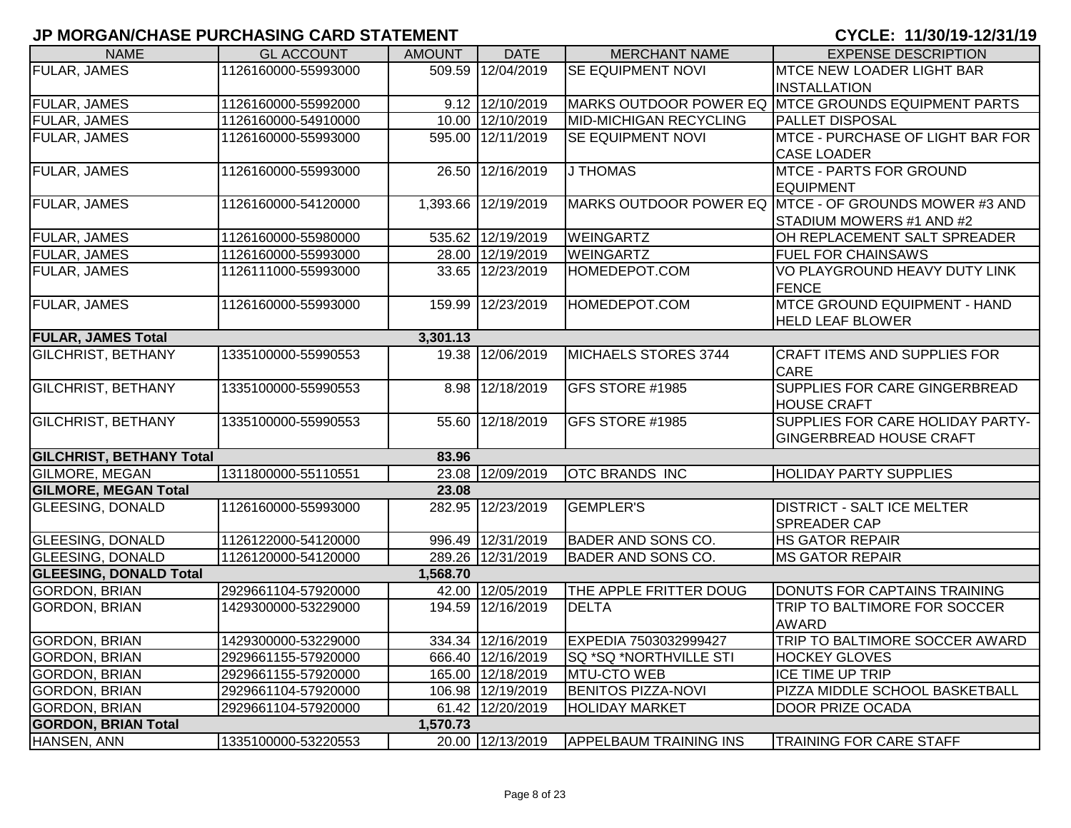## JP MORGAN/CHASE PURCHASING CARD STATEMENT

**CYCLE: 11/30/19-12/31/19**

| NAME | GL ACCOUNT | AMOUNT | DATE | MERCHANT NAME | EXPENSE DESCRIPTION |
|---|---|---|---|---|---|
| FULAR, JAMES | 1126160000-55993000 | 509.59 | 12/04/2019 | SE EQUIPMENT NOVI | MTCE NEW LOADER LIGHT BAR INSTALLATION |
| FULAR, JAMES | 1126160000-55992000 | 9.12 | 12/10/2019 | MARKS OUTDOOR POWER EQ | MTCE GROUNDS EQUIPMENT PARTS |
| FULAR, JAMES | 1126160000-54910000 | 10.00 | 12/10/2019 | MID-MICHIGAN RECYCLING | PALLET DISPOSAL |
| FULAR, JAMES | 1126160000-55993000 | 595.00 | 12/11/2019 | SE EQUIPMENT NOVI | MTCE - PURCHASE OF LIGHT BAR FOR CASE LOADER |
| FULAR, JAMES | 1126160000-55993000 | 26.50 | 12/16/2019 | J THOMAS | MTCE - PARTS FOR GROUND EQUIPMENT |
| FULAR, JAMES | 1126160000-54120000 | 1,393.66 | 12/19/2019 | MARKS OUTDOOR POWER EQ | MTCE - OF GROUNDS MOWER #3 AND STADIUM MOWERS #1 AND #2 |
| FULAR, JAMES | 1126160000-55980000 | 535.62 | 12/19/2019 | WEINGARTZ | OH REPLACEMENT SALT SPREADER |
| FULAR, JAMES | 1126160000-55993000 | 28.00 | 12/19/2019 | WEINGARTZ | FUEL FOR CHAINSAWS |
| FULAR, JAMES | 1126111000-55993000 | 33.65 | 12/23/2019 | HOMEDEPOT.COM | VO PLAYGROUND HEAVY DUTY LINK FENCE |
| FULAR, JAMES | 1126160000-55993000 | 159.99 | 12/23/2019 | HOMEDEPOT.COM | MTCE GROUND EQUIPMENT - HAND HELD LEAF BLOWER |
| **FULAR, JAMES Total** | | **3,301.13** | | | |
| GILCHRIST, BETHANY | 1335100000-55990553 | 19.38 | 12/06/2019 | MICHAELS STORES 3744 | CRAFT ITEMS AND SUPPLIES FOR CARE |
| GILCHRIST, BETHANY | 1335100000-55990553 | 8.98 | 12/18/2019 | GFS STORE #1985 | SUPPLIES FOR CARE GINGERBREAD HOUSE CRAFT |
| GILCHRIST, BETHANY | 1335100000-55990553 | 55.60 | 12/18/2019 | GFS STORE #1985 | SUPPLIES FOR CARE HOLIDAY PARTY-GINGERBREAD HOUSE CRAFT |
| **GILCHRIST, BETHANY Total** | | **83.96** | | | |
| GILMORE, MEGAN | 1311800000-55110551 | 23.08 | 12/09/2019 | OTC BRANDS INC | HOLIDAY PARTY SUPPLIES |
| **GILMORE, MEGAN Total** | | **23.08** | | | |
| GLEESING, DONALD | 1126160000-55993000 | 282.95 | 12/23/2019 | GEMPLER'S | DISTRICT - SALT ICE MELTER SPREADER CAP |
| GLEESING, DONALD | 1126122000-54120000 | 996.49 | 12/31/2019 | BADER AND SONS CO. | HS GATOR REPAIR |
| GLEESING, DONALD | 1126120000-54120000 | 289.26 | 12/31/2019 | BADER AND SONS CO. | MS GATOR REPAIR |
| **GLEESING, DONALD Total** | | **1,568.70** | | | |
| GORDON, BRIAN | 2929661104-57920000 | 42.00 | 12/05/2019 | THE APPLE FRITTER DOUG | DONUTS FOR CAPTAINS TRAINING |
| GORDON, BRIAN | 1429300000-53229000 | 194.59 | 12/16/2019 | DELTA | TRIP TO BALTIMORE FOR SOCCER AWARD |
| GORDON, BRIAN | 1429300000-53229000 | 334.34 | 12/16/2019 | EXPEDIA 7503032999427 | TRIP TO BALTIMORE SOCCER AWARD |
| GORDON, BRIAN | 2929661155-57920000 | 666.40 | 12/16/2019 | SQ *SQ *NORTHVILLE STI | HOCKEY GLOVES |
| GORDON, BRIAN | 2929661155-57920000 | 165.00 | 12/18/2019 | MTU-CTO WEB | ICE TIME UP TRIP |
| GORDON, BRIAN | 2929661104-57920000 | 106.98 | 12/19/2019 | BENITOS PIZZA-NOVI | PIZZA MIDDLE SCHOOL BASKETBALL |
| GORDON, BRIAN | 2929661104-57920000 | 61.42 | 12/20/2019 | HOLIDAY MARKET | DOOR PRIZE OCADA |
| **GORDON, BRIAN Total** | | **1,570.73** | | | |
| HANSEN, ANN | 1335100000-53220553 | 20.00 | 12/13/2019 | APPELBAUM TRAINING INS | TRAINING FOR CARE STAFF |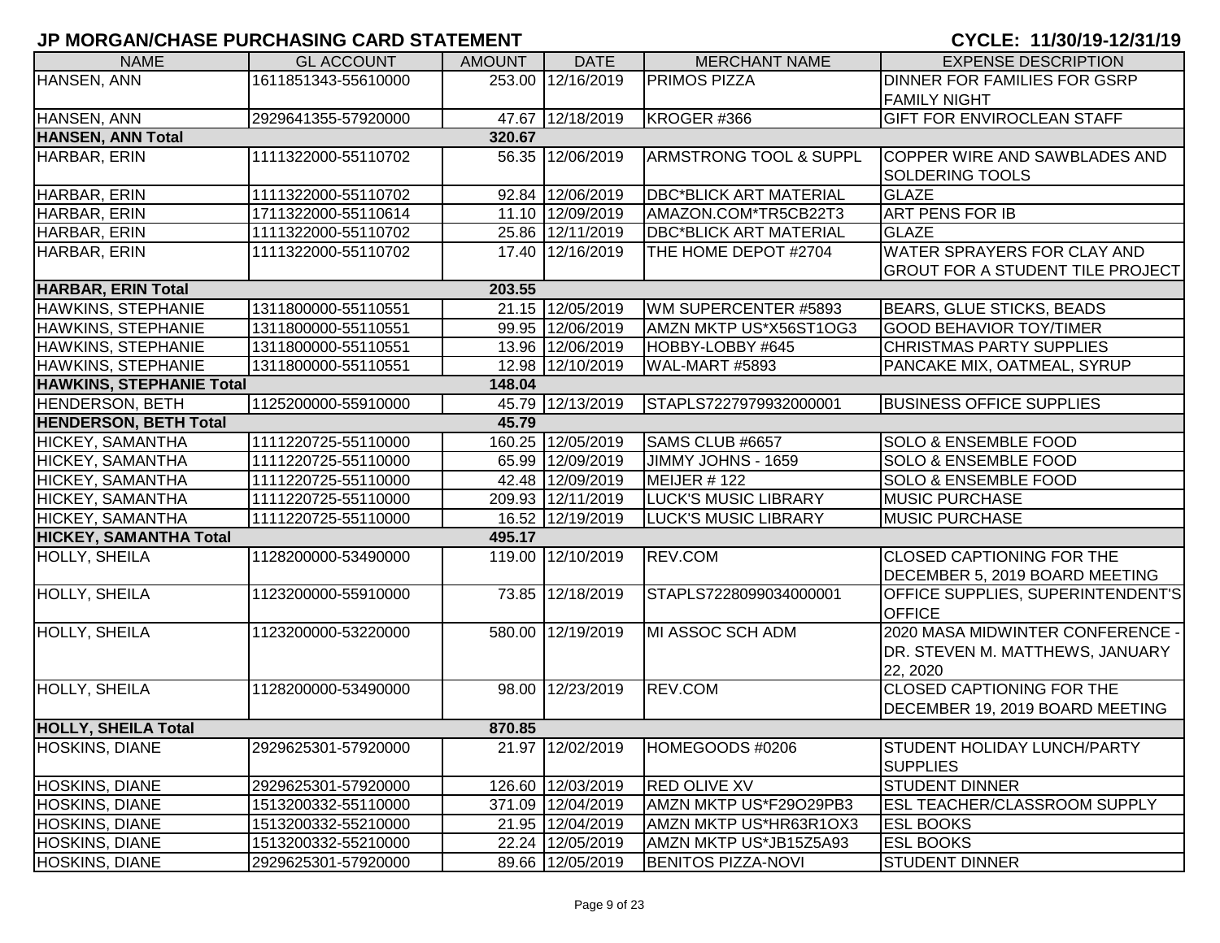# JP MORGAN/CHASE PURCHASING CARD STATEMENT

**CYCLE: 11/30/19-12/31/19**

| NAME | GL ACCOUNT | AMOUNT | DATE | MERCHANT NAME | EXPENSE DESCRIPTION |
|---|---|---|---|---|---|
| HANSEN, ANN | 1611851343-55610000 | 253.00 | 12/16/2019 | PRIMOS PIZZA | DINNER FOR FAMILIES FOR GSRP FAMILY NIGHT |
| HANSEN, ANN | 2929641355-57920000 | 47.67 | 12/18/2019 | KROGER #366 | GIFT FOR ENVIROCLEAN STAFF |
| **HANSEN, ANN Total** | | **320.67** | | | |
| HARBAR, ERIN | 1111322000-55110702 | 56.35 | 12/06/2019 | ARMSTRONG TOOL & SUPPL | COPPER WIRE AND SAWBLADES AND SOLDERING TOOLS |
| HARBAR, ERIN | 1111322000-55110702 | 92.84 | 12/06/2019 | DBC*BLICK ART MATERIAL | GLAZE |
| HARBAR, ERIN | 1711322000-55110614 | 11.10 | 12/09/2019 | AMAZON.COM*TR5CB22T3 | ART PENS FOR IB |
| HARBAR, ERIN | 1111322000-55110702 | 25.86 | 12/11/2019 | DBC*BLICK ART MATERIAL | GLAZE |
| HARBAR, ERIN | 1111322000-55110702 | 17.40 | 12/16/2019 | THE HOME DEPOT #2704 | WATER SPRAYERS FOR CLAY AND GROUT FOR A STUDENT TILE PROJECT |
| **HARBAR, ERIN Total** | | **203.55** | | | |
| HAWKINS, STEPHANIE | 1311800000-55110551 | 21.15 | 12/05/2019 | WM SUPERCENTER #5893 | BEARS, GLUE STICKS, BEADS |
| HAWKINS, STEPHANIE | 1311800000-55110551 | 99.95 | 12/06/2019 | AMZN MKTP US*X56ST1OG3 | GOOD BEHAVIOR TOY/TIMER |
| HAWKINS, STEPHANIE | 1311800000-55110551 | 13.96 | 12/06/2019 | HOBBY-LOBBY #645 | CHRISTMAS PARTY SUPPLIES |
| HAWKINS, STEPHANIE | 1311800000-55110551 | 12.98 | 12/10/2019 | WAL-MART #5893 | PANCAKE MIX, OATMEAL, SYRUP |
| **HAWKINS, STEPHANIE Total** | | **148.04** | | | |
| HENDERSON, BETH | 1125200000-55910000 | 45.79 | 12/13/2019 | STAPLS7227979932000001 | BUSINESS OFFICE SUPPLIES |
| **HENDERSON, BETH Total** | | **45.79** | | | |
| HICKEY, SAMANTHA | 1111220725-55110000 | 160.25 | 12/05/2019 | SAMS CLUB #6657 | SOLO & ENSEMBLE FOOD |
| HICKEY, SAMANTHA | 1111220725-55110000 | 65.99 | 12/09/2019 | JIMMY JOHNS - 1659 | SOLO & ENSEMBLE FOOD |
| HICKEY, SAMANTHA | 1111220725-55110000 | 42.48 | 12/09/2019 | MEIJER # 122 | SOLO & ENSEMBLE FOOD |
| HICKEY, SAMANTHA | 1111220725-55110000 | 209.93 | 12/11/2019 | LUCK'S MUSIC LIBRARY | MUSIC PURCHASE |
| HICKEY, SAMANTHA | 1111220725-55110000 | 16.52 | 12/19/2019 | LUCK'S MUSIC LIBRARY | MUSIC PURCHASE |
| **HICKEY, SAMANTHA Total** | | **495.17** | | | |
| HOLLY, SHEILA | 1128200000-53490000 | 119.00 | 12/10/2019 | REV.COM | CLOSED CAPTIONING FOR THE DECEMBER 5, 2019 BOARD MEETING |
| HOLLY, SHEILA | 1123200000-55910000 | 73.85 | 12/18/2019 | STAPLS7228099034000001 | OFFICE SUPPLIES, SUPERINTENDENT'S OFFICE |
| HOLLY, SHEILA | 1123200000-53220000 | 580.00 | 12/19/2019 | MI ASSOC SCH ADM | 2020 MASA MIDWINTER CONFERENCE - DR. STEVEN M. MATTHEWS, JANUARY 22, 2020 |
| HOLLY, SHEILA | 1128200000-53490000 | 98.00 | 12/23/2019 | REV.COM | CLOSED CAPTIONING FOR THE DECEMBER 19, 2019 BOARD MEETING |
| **HOLLY, SHEILA Total** | | **870.85** | | | |
| HOSKINS, DIANE | 2929625301-57920000 | 21.97 | 12/02/2019 | HOMEGOODS #0206 | STUDENT HOLIDAY LUNCH/PARTY SUPPLIES |
| HOSKINS, DIANE | 2929625301-57920000 | 126.60 | 12/03/2019 | RED OLIVE XV | STUDENT DINNER |
| HOSKINS, DIANE | 1513200332-55110000 | 371.09 | 12/04/2019 | AMZN MKTP US*F29O29PB3 | ESL TEACHER/CLASSROOM SUPPLY |
| HOSKINS, DIANE | 1513200332-55210000 | 21.95 | 12/04/2019 | AMZN MKTP US*HR63R1OX3 | ESL BOOKS |
| HOSKINS, DIANE | 1513200332-55210000 | 22.24 | 12/05/2019 | AMZN MKTP US*JB15Z5A93 | ESL BOOKS |
| HOSKINS, DIANE | 2929625301-57920000 | 89.66 | 12/05/2019 | BENITOS PIZZA-NOVI | STUDENT DINNER |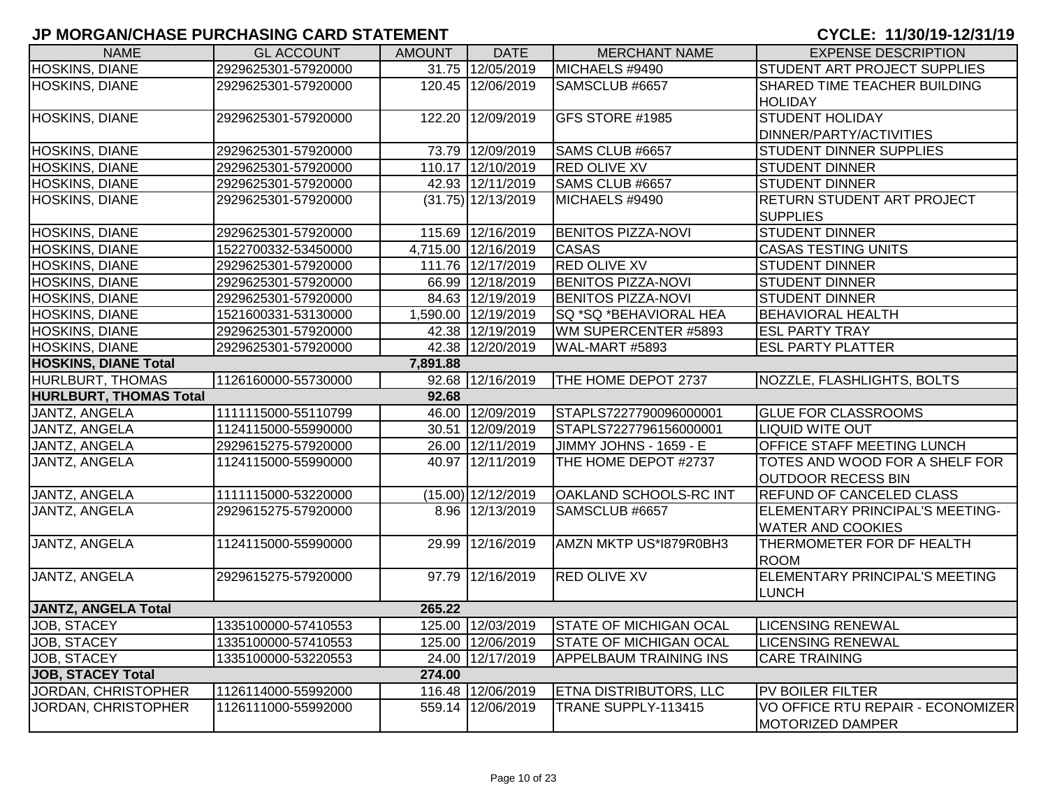# JP MORGAN/CHASE PURCHASING CARD STATEMENT

**CYCLE: 11/30/19-12/31/19**

| NAME | GL ACCOUNT | AMOUNT | DATE | MERCHANT NAME | EXPENSE DESCRIPTION |
|---|---|---|---|---|---|
| HOSKINS, DIANE | 2929625301-57920000 | 31.75 | 12/05/2019 | MICHAELS #9490 | STUDENT ART PROJECT SUPPLIES |
| HOSKINS, DIANE | 2929625301-57920000 | 120.45 | 12/06/2019 | SAMSCLUB #6657 | SHARED TIME TEACHER BUILDING HOLIDAY |
| HOSKINS, DIANE | 2929625301-57920000 | 122.20 | 12/09/2019 | GFS STORE #1985 | STUDENT HOLIDAY DINNER/PARTY/ACTIVITIES |
| HOSKINS, DIANE | 2929625301-57920000 | 73.79 | 12/09/2019 | SAMS CLUB #6657 | STUDENT DINNER SUPPLIES |
| HOSKINS, DIANE | 2929625301-57920000 | 110.17 | 12/10/2019 | RED OLIVE XV | STUDENT DINNER |
| HOSKINS, DIANE | 2929625301-57920000 | 42.93 | 12/11/2019 | SAMS CLUB #6657 | STUDENT DINNER |
| HOSKINS, DIANE | 2929625301-57920000 | (31.75) | 12/13/2019 | MICHAELS #9490 | RETURN STUDENT ART PROJECT SUPPLIES |
| HOSKINS, DIANE | 2929625301-57920000 | 115.69 | 12/16/2019 | BENITOS PIZZA-NOVI | STUDENT DINNER |
| HOSKINS, DIANE | 1522700332-53450000 | 4,715.00 | 12/16/2019 | CASAS | CASAS TESTING UNITS |
| HOSKINS, DIANE | 2929625301-57920000 | 111.76 | 12/17/2019 | RED OLIVE XV | STUDENT DINNER |
| HOSKINS, DIANE | 2929625301-57920000 | 66.99 | 12/18/2019 | BENITOS PIZZA-NOVI | STUDENT DINNER |
| HOSKINS, DIANE | 2929625301-57920000 | 84.63 | 12/19/2019 | BENITOS PIZZA-NOVI | STUDENT DINNER |
| HOSKINS, DIANE | 1521600331-53130000 | 1,590.00 | 12/19/2019 | SQ *SQ *BEHAVIORAL HEA | BEHAVIORAL HEALTH |
| HOSKINS, DIANE | 2929625301-57920000 | 42.38 | 12/19/2019 | WM SUPERCENTER #5893 | ESL PARTY TRAY |
| HOSKINS, DIANE | 2929625301-57920000 | 42.38 | 12/20/2019 | WAL-MART #5893 | ESL PARTY PLATTER |
| **HOSKINS, DIANE Total** | | **7,891.88** | | | |
| HURLBURT, THOMAS | 1126160000-55730000 | 92.68 | 12/16/2019 | THE HOME DEPOT 2737 | NOZZLE, FLASHLIGHTS, BOLTS |
| **HURLBURT, THOMAS Total** | | **92.68** | | | |
| JANTZ, ANGELA | 1111115000-55110799 | 46.00 | 12/09/2019 | STAPLS7227790096000001 | GLUE FOR CLASSROOMS |
| JANTZ, ANGELA | 1124115000-55990000 | 30.51 | 12/09/2019 | STAPLS7227796156000001 | LIQUID WITE OUT |
| JANTZ, ANGELA | 2929615275-57920000 | 26.00 | 12/11/2019 | JIMMY JOHNS - 1659 - E | OFFICE STAFF MEETING LUNCH |
| JANTZ, ANGELA | 1124115000-55990000 | 40.97 | 12/11/2019 | THE HOME DEPOT #2737 | TOTES AND WOOD FOR A SHELF FOR OUTDOOR RECESS BIN |
| JANTZ, ANGELA | 1111115000-53220000 | (15.00) | 12/12/2019 | OAKLAND SCHOOLS-RC INT | REFUND OF CANCELED CLASS |
| JANTZ, ANGELA | 2929615275-57920000 | 8.96 | 12/13/2019 | SAMSCLUB #6657 | ELEMENTARY PRINCIPAL'S MEETING-WATER AND COOKIES |
| JANTZ, ANGELA | 1124115000-55990000 | 29.99 | 12/16/2019 | AMZN MKTP US*I879R0BH3 | THERMOMETER FOR DF HEALTH ROOM |
| JANTZ, ANGELA | 2929615275-57920000 | 97.79 | 12/16/2019 | RED OLIVE XV | ELEMENTARY PRINCIPAL'S MEETING LUNCH |
| **JANTZ, ANGELA Total** | | **265.22** | | | |
| JOB, STACEY | 1335100000-57410553 | 125.00 | 12/03/2019 | STATE OF MICHIGAN OCAL | LICENSING RENEWAL |
| JOB, STACEY | 1335100000-57410553 | 125.00 | 12/06/2019 | STATE OF MICHIGAN OCAL | LICENSING RENEWAL |
| JOB, STACEY | 1335100000-53220553 | 24.00 | 12/17/2019 | APPELBAUM TRAINING INS | CARE TRAINING |
| **JOB, STACEY Total** | | **274.00** | | | |
| JORDAN, CHRISTOPHER | 1126114000-55992000 | 116.48 | 12/06/2019 | ETNA DISTRIBUTORS, LLC | PV BOILER FILTER |
| JORDAN, CHRISTOPHER | 1126111000-55992000 | 559.14 | 12/06/2019 | TRANE SUPPLY-113415 | VO OFFICE RTU REPAIR - ECONOMIZER MOTORIZED DAMPER |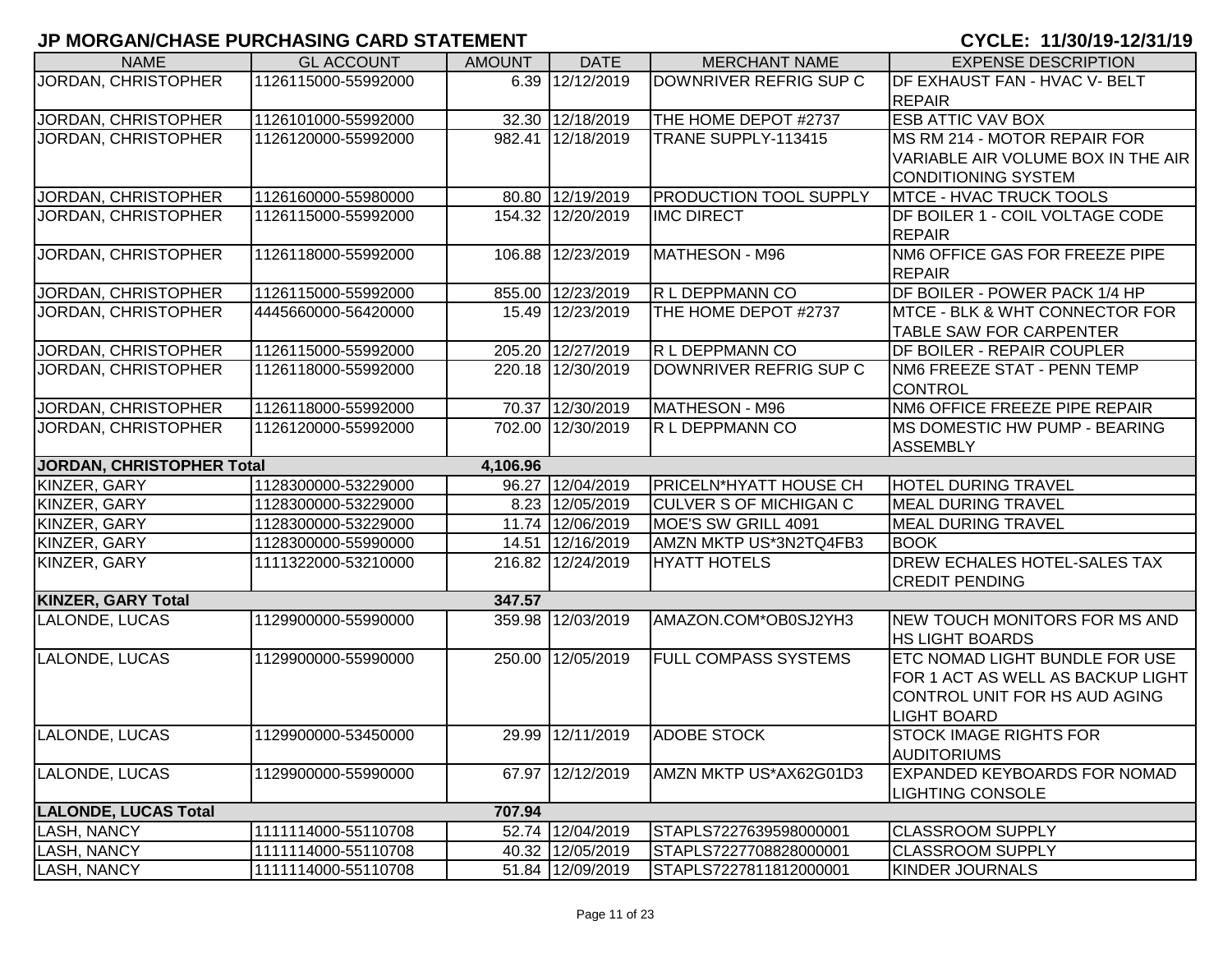# JP MORGAN/CHASE PURCHASING CARD STATEMENT

**CYCLE: 11/30/19-12/31/19**

| NAME | GL ACCOUNT | AMOUNT | DATE | MERCHANT NAME | EXPENSE DESCRIPTION |
|---|---|---|---|---|---|
| JORDAN, CHRISTOPHER | 1126115000-55992000 | 6.39 | 12/12/2019 | DOWNRIVER REFRIG SUP C | DF EXHAUST FAN - HVAC V- BELT REPAIR |
| JORDAN, CHRISTOPHER | 1126101000-55992000 | 32.30 | 12/18/2019 | THE HOME DEPOT #2737 | ESB ATTIC VAV BOX |
| JORDAN, CHRISTOPHER | 1126120000-55992000 | 982.41 | 12/18/2019 | TRANE SUPPLY-113415 | MS RM 214 - MOTOR REPAIR FOR VARIABLE AIR VOLUME BOX IN THE AIR CONDITIONING SYSTEM |
| JORDAN, CHRISTOPHER | 1126160000-55980000 | 80.80 | 12/19/2019 | PRODUCTION TOOL SUPPLY | MTCE - HVAC TRUCK TOOLS |
| JORDAN, CHRISTOPHER | 1126115000-55992000 | 154.32 | 12/20/2019 | IMC DIRECT | DF BOILER 1 - COIL VOLTAGE CODE REPAIR |
| JORDAN, CHRISTOPHER | 1126118000-55992000 | 106.88 | 12/23/2019 | MATHESON - M96 | NM6 OFFICE GAS FOR FREEZE PIPE REPAIR |
| JORDAN, CHRISTOPHER | 1126115000-55992000 | 855.00 | 12/23/2019 | R L DEPPMANN CO | DF BOILER - POWER PACK 1/4 HP |
| JORDAN, CHRISTOPHER | 4445660000-56420000 | 15.49 | 12/23/2019 | THE HOME DEPOT #2737 | MTCE - BLK & WHT CONNECTOR FOR TABLE SAW FOR CARPENTER |
| JORDAN, CHRISTOPHER | 1126115000-55992000 | 205.20 | 12/27/2019 | R L DEPPMANN CO | DF BOILER - REPAIR COUPLER |
| JORDAN, CHRISTOPHER | 1126118000-55992000 | 220.18 | 12/30/2019 | DOWNRIVER REFRIG SUP C | NM6 FREEZE STAT - PENN TEMP CONTROL |
| JORDAN, CHRISTOPHER | 1126118000-55992000 | 70.37 | 12/30/2019 | MATHESON - M96 | NM6 OFFICE FREEZE PIPE REPAIR |
| JORDAN, CHRISTOPHER | 1126120000-55992000 | 702.00 | 12/30/2019 | R L DEPPMANN CO | MS DOMESTIC HW PUMP - BEARING ASSEMBLY |
| **JORDAN, CHRISTOPHER Total** | | **4,106.96** | | | |
| KINZER, GARY | 1128300000-53229000 | 96.27 | 12/04/2019 | PRICELN*HYATT HOUSE CH | HOTEL DURING TRAVEL |
| KINZER, GARY | 1128300000-53229000 | 8.23 | 12/05/2019 | CULVER S OF MICHIGAN C | MEAL DURING TRAVEL |
| KINZER, GARY | 1128300000-53229000 | 11.74 | 12/06/2019 | MOE'S SW GRILL 4091 | MEAL DURING TRAVEL |
| KINZER, GARY | 1128300000-55990000 | 14.51 | 12/16/2019 | AMZN MKTP US*3N2TQ4FB3 | BOOK |
| KINZER, GARY | 1111322000-53210000 | 216.82 | 12/24/2019 | HYATT HOTELS | DREW ECHALES HOTEL-SALES TAX CREDIT PENDING |
| **KINZER, GARY Total** | | **347.57** | | | |
| LALONDE, LUCAS | 1129900000-55990000 | 359.98 | 12/03/2019 | AMAZON.COM*OB0SJ2YH3 | NEW TOUCH MONITORS FOR MS AND HS LIGHT BOARDS |
| LALONDE, LUCAS | 1129900000-55990000 | 250.00 | 12/05/2019 | FULL COMPASS SYSTEMS | ETC NOMAD LIGHT BUNDLE FOR USE FOR 1 ACT AS WELL AS BACKUP LIGHT CONTROL UNIT FOR HS AUD AGING LIGHT BOARD |
| LALONDE, LUCAS | 1129900000-53450000 | 29.99 | 12/11/2019 | ADOBE STOCK | STOCK IMAGE RIGHTS FOR AUDITORIUMS |
| LALONDE, LUCAS | 1129900000-55990000 | 67.97 | 12/12/2019 | AMZN MKTP US*AX62G01D3 | EXPANDED KEYBOARDS FOR NOMAD LIGHTING CONSOLE |
| **LALONDE, LUCAS Total** | | **707.94** | | | |
| LASH, NANCY | 1111114000-55110708 | 52.74 | 12/04/2019 | STAPLS7227639598000001 | CLASSROOM SUPPLY |
| LASH, NANCY | 1111114000-55110708 | 40.32 | 12/05/2019 | STAPLS7227708828000001 | CLASSROOM SUPPLY |
| LASH, NANCY | 1111114000-55110708 | 51.84 | 12/09/2019 | STAPLS7227811812000001 | KINDER JOURNALS |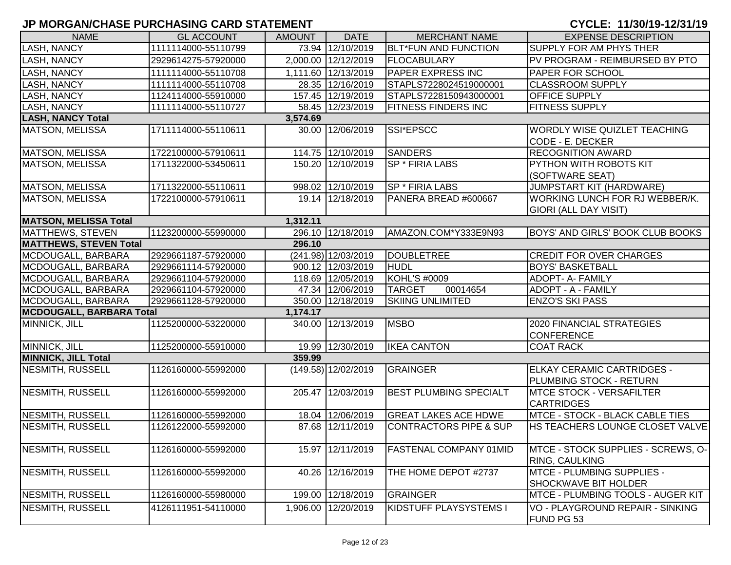# JP MORGAN/CHASE PURCHASING CARD STATEMENT

**CYCLE: 11/30/19-12/31/19**

| NAME | GL ACCOUNT | AMOUNT | DATE | MERCHANT NAME | EXPENSE DESCRIPTION |
|---|---|---|---|---|---|
| LASH, NANCY | 1111114000-55110799 | 73.94 | 12/10/2019 | BLT*FUN AND FUNCTION | SUPPLY FOR AM PHYS THER |
| LASH, NANCY | 2929614275-57920000 | 2,000.00 | 12/12/2019 | FLOCABULARY | PV PROGRAM - REIMBURSED BY PTO |
| LASH, NANCY | 1111114000-55110708 | 1,111.60 | 12/13/2019 | PAPER EXPRESS INC | PAPER FOR SCHOOL |
| LASH, NANCY | 1111114000-55110708 | 28.35 | 12/16/2019 | STAPLS7228024519000001 | CLASSROOM SUPPLY |
| LASH, NANCY | 1124114000-55910000 | 157.45 | 12/19/2019 | STAPLS7228150943000001 | OFFICE SUPPLY |
| LASH, NANCY | 1111114000-55110727 | 58.45 | 12/23/2019 | FITNESS FINDERS INC | FITNESS SUPPLY |
| **LASH, NANCY Total** | | **3,574.69** | | | |
| MATSON, MELISSA | 1711114000-55110611 | 30.00 | 12/06/2019 | SSI*EPSCC | WORDLY WISE QUIZLET TEACHING CODE - E. DECKER |
| MATSON, MELISSA | 1722100000-57910611 | 114.75 | 12/10/2019 | SANDERS | RECOGNITION AWARD |
| MATSON, MELISSA | 1711322000-53450611 | 150.20 | 12/10/2019 | SP * FIRIA LABS | PYTHON WITH ROBOTS KIT (SOFTWARE SEAT) |
| MATSON, MELISSA | 1711322000-55110611 | 998.02 | 12/10/2019 | SP * FIRIA LABS | JUMPSTART KIT (HARDWARE) |
| MATSON, MELISSA | 1722100000-57910611 | 19.14 | 12/18/2019 | PANERA BREAD #600667 | WORKING LUNCH FOR RJ WEBBER/K. GIORI (ALL DAY VISIT) |
| **MATSON, MELISSA Total** | | **1,312.11** | | | |
| MATTHEWS, STEVEN | 1123200000-55990000 | 296.10 | 12/18/2019 | AMAZON.COM*Y333E9N93 | BOYS' AND GIRLS' BOOK CLUB BOOKS |
| **MATTHEWS, STEVEN Total** | | **296.10** | | | |
| MCDOUGALL, BARBARA | 2929661187-57920000 | (241.98) | 12/03/2019 | DOUBLETREE | CREDIT FOR OVER CHARGES |
| MCDOUGALL, BARBARA | 2929661114-57920000 | 900.12 | 12/03/2019 | HUDL | BOYS' BASKETBALL |
| MCDOUGALL, BARBARA | 2929661104-57920000 | 118.69 | 12/05/2019 | KOHL'S #0009 | ADOPT- A- FAMILY |
| MCDOUGALL, BARBARA | 2929661104-57920000 | 47.34 | 12/06/2019 | TARGET 00014654 | ADOPT - A - FAMILY |
| MCDOUGALL, BARBARA | 2929661128-57920000 | 350.00 | 12/18/2019 | SKIING UNLIMITED | ENZO'S SKI PASS |
| **MCDOUGALL, BARBARA Total** | | **1,174.17** | | | |
| MINNICK, JILL | 1125200000-53220000 | 340.00 | 12/13/2019 | MSBO | 2020 FINANCIAL STRATEGIES CONFERENCE |
| MINNICK, JILL | 1125200000-55910000 | 19.99 | 12/30/2019 | IKEA CANTON | COAT RACK |
| **MINNICK, JILL Total** | | **359.99** | | | |
| NESMITH, RUSSELL | 1126160000-55992000 | (149.58) | 12/02/2019 | GRAINGER | ELKAY CERAMIC CARTRIDGES - PLUMBING STOCK - RETURN |
| NESMITH, RUSSELL | 1126160000-55992000 | 205.47 | 12/03/2019 | BEST PLUMBING SPECIALT | MTCE STOCK - VERSAFILTER CARTRIDGES |
| NESMITH, RUSSELL | 1126160000-55992000 | 18.04 | 12/06/2019 | GREAT LAKES ACE HDWE | MTCE - STOCK - BLACK CABLE TIES |
| NESMITH, RUSSELL | 1126122000-55992000 | 87.68 | 12/11/2019 | CONTRACTORS PIPE & SUP | HS TEACHERS LOUNGE CLOSET VALVE |
| NESMITH, RUSSELL | 1126160000-55992000 | 15.97 | 12/11/2019 | FASTENAL COMPANY 01MID | MTCE - STOCK SUPPLIES - SCREWS, O-RING, CAULKING |
| NESMITH, RUSSELL | 1126160000-55992000 | 40.26 | 12/16/2019 | THE HOME DEPOT #2737 | MTCE - PLUMBING SUPPLIES - SHOCKWAVE BIT HOLDER |
| NESMITH, RUSSELL | 1126160000-55980000 | 199.00 | 12/18/2019 | GRAINGER | MTCE - PLUMBING TOOLS - AUGER KIT |
| NESMITH, RUSSELL | 4126111951-54110000 | 1,906.00 | 12/20/2019 | KIDSTUFF PLAYSYSTEMS I | VO - PLAYGROUND REPAIR - SINKING FUND PG 53 |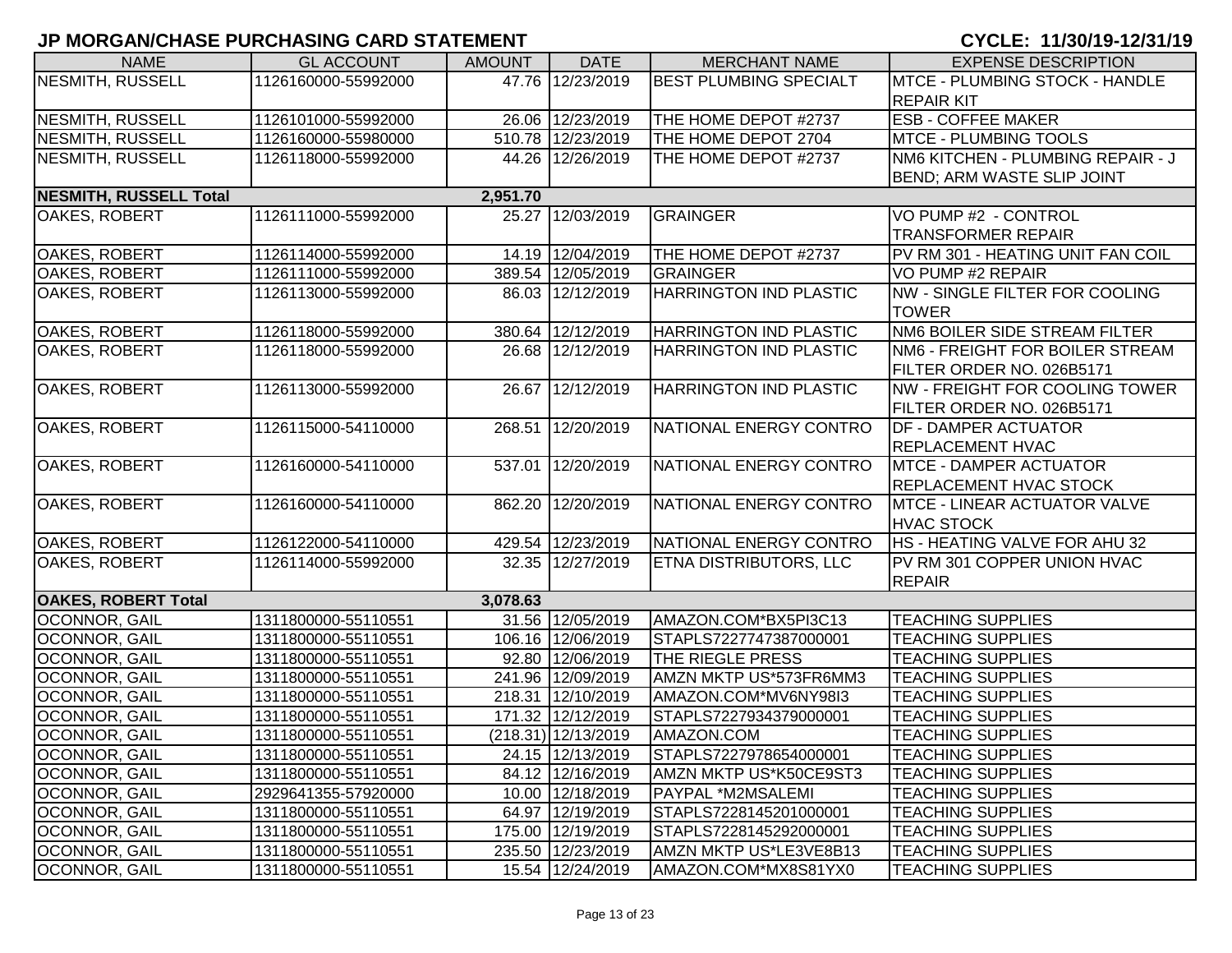# JP MORGAN/CHASE PURCHASING CARD STATEMENT

**CYCLE: 11/30/19-12/31/19**

| NAME | GL ACCOUNT | AMOUNT | DATE | MERCHANT NAME | EXPENSE DESCRIPTION |
|---|---|---|---|---|---|
| NESMITH, RUSSELL | 1126160000-55992000 | 47.76 | 12/23/2019 | BEST PLUMBING SPECIALT | MTCE - PLUMBING STOCK - HANDLE REPAIR KIT |
| NESMITH, RUSSELL | 1126101000-55992000 | 26.06 | 12/23/2019 | THE HOME DEPOT #2737 | ESB - COFFEE MAKER |
| NESMITH, RUSSELL | 1126160000-55980000 | 510.78 | 12/23/2019 | THE HOME DEPOT 2704 | MTCE - PLUMBING TOOLS |
| NESMITH, RUSSELL | 1126118000-55992000 | 44.26 | 12/26/2019 | THE HOME DEPOT #2737 | NM6 KITCHEN - PLUMBING REPAIR - J BEND; ARM WASTE SLIP JOINT |
| **NESMITH, RUSSELL Total** | | **2,951.70** | | | |
| OAKES, ROBERT | 1126111000-55992000 | 25.27 | 12/03/2019 | GRAINGER | VO PUMP #2 - CONTROL TRANSFORMER REPAIR |
| OAKES, ROBERT | 1126114000-55992000 | 14.19 | 12/04/2019 | THE HOME DEPOT #2737 | PV RM 301 - HEATING UNIT FAN COIL |
| OAKES, ROBERT | 1126111000-55992000 | 389.54 | 12/05/2019 | GRAINGER | VO PUMP #2 REPAIR |
| OAKES, ROBERT | 1126113000-55992000 | 86.03 | 12/12/2019 | HARRINGTON IND PLASTIC | NW - SINGLE FILTER FOR COOLING TOWER |
| OAKES, ROBERT | 1126118000-55992000 | 380.64 | 12/12/2019 | HARRINGTON IND PLASTIC | NM6 BOILER SIDE STREAM FILTER |
| OAKES, ROBERT | 1126118000-55992000 | 26.68 | 12/12/2019 | HARRINGTON IND PLASTIC | NM6 - FREIGHT FOR BOILER STREAM FILTER ORDER NO. 026B5171 |
| OAKES, ROBERT | 1126113000-55992000 | 26.67 | 12/12/2019 | HARRINGTON IND PLASTIC | NW - FREIGHT FOR COOLING TOWER FILTER ORDER NO. 026B5171 |
| OAKES, ROBERT | 1126115000-54110000 | 268.51 | 12/20/2019 | NATIONAL ENERGY CONTRO | DF - DAMPER ACTUATOR REPLACEMENT HVAC |
| OAKES, ROBERT | 1126160000-54110000 | 537.01 | 12/20/2019 | NATIONAL ENERGY CONTRO | MTCE - DAMPER ACTUATOR REPLACEMENT HVAC STOCK |
| OAKES, ROBERT | 1126160000-54110000 | 862.20 | 12/20/2019 | NATIONAL ENERGY CONTRO | MTCE - LINEAR ACTUATOR VALVE HVAC STOCK |
| OAKES, ROBERT | 1126122000-54110000 | 429.54 | 12/23/2019 | NATIONAL ENERGY CONTRO | HS - HEATING VALVE FOR AHU 32 |
| OAKES, ROBERT | 1126114000-55992000 | 32.35 | 12/27/2019 | ETNA DISTRIBUTORS, LLC | PV RM 301 COPPER UNION HVAC REPAIR |
| **OAKES, ROBERT Total** | | **3,078.63** | | | |
| OCONNOR, GAIL | 1311800000-55110551 | 31.56 | 12/05/2019 | AMAZON.COM*BX5PI3C13 | TEACHING SUPPLIES |
| OCONNOR, GAIL | 1311800000-55110551 | 106.16 | 12/06/2019 | STAPLS7227747387000001 | TEACHING SUPPLIES |
| OCONNOR, GAIL | 1311800000-55110551 | 92.80 | 12/06/2019 | THE RIEGLE PRESS | TEACHING SUPPLIES |
| OCONNOR, GAIL | 1311800000-55110551 | 241.96 | 12/09/2019 | AMZN MKTP US*573FR6MM3 | TEACHING SUPPLIES |
| OCONNOR, GAIL | 1311800000-55110551 | 218.31 | 12/10/2019 | AMAZON.COM*MV6NY98I3 | TEACHING SUPPLIES |
| OCONNOR, GAIL | 1311800000-55110551 | 171.32 | 12/12/2019 | STAPLS7227934379000001 | TEACHING SUPPLIES |
| OCONNOR, GAIL | 1311800000-55110551 | (218.31) | 12/13/2019 | AMAZON.COM | TEACHING SUPPLIES |
| OCONNOR, GAIL | 1311800000-55110551 | 24.15 | 12/13/2019 | STAPLS7227978654000001 | TEACHING SUPPLIES |
| OCONNOR, GAIL | 1311800000-55110551 | 84.12 | 12/16/2019 | AMZN MKTP US*K50CE9ST3 | TEACHING SUPPLIES |
| OCONNOR, GAIL | 2929641355-57920000 | 10.00 | 12/18/2019 | PAYPAL *M2MSALEMI | TEACHING SUPPLIES |
| OCONNOR, GAIL | 1311800000-55110551 | 64.97 | 12/19/2019 | STAPLS7228145201000001 | TEACHING SUPPLIES |
| OCONNOR, GAIL | 1311800000-55110551 | 175.00 | 12/19/2019 | STAPLS7228145292000001 | TEACHING SUPPLIES |
| OCONNOR, GAIL | 1311800000-55110551 | 235.50 | 12/23/2019 | AMZN MKTP US*LE3VE8B13 | TEACHING SUPPLIES |
| OCONNOR, GAIL | 1311800000-55110551 | 15.54 | 12/24/2019 | AMAZON.COM*MX8S81YX0 | TEACHING SUPPLIES |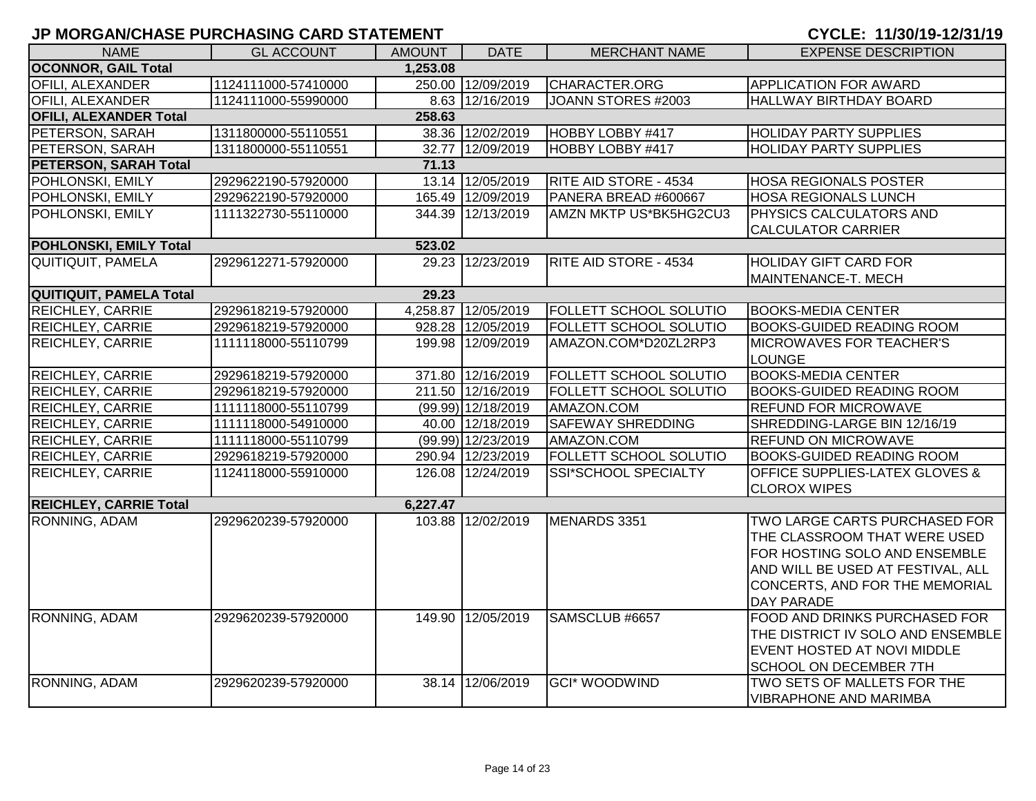## JP MORGAN/CHASE PURCHASING CARD STATEMENT

**CYCLE: 11/30/19-12/31/19**

| NAME | GL ACCOUNT | AMOUNT | DATE | MERCHANT NAME | EXPENSE DESCRIPTION |
|---|---|---|---|---|---|
| **OCONNOR, GAIL Total** | | **1,253.08** | | | |
| OFILI, ALEXANDER | 1124111000-57410000 | 250.00 | 12/09/2019 | CHARACTER.ORG | APPLICATION FOR AWARD |
| OFILI, ALEXANDER | 1124111000-55990000 | 8.63 | 12/16/2019 | JOANN STORES #2003 | HALLWAY BIRTHDAY BOARD |
| **OFILI, ALEXANDER Total** | | **258.63** | | | |
| PETERSON, SARAH | 1311800000-55110551 | 38.36 | 12/02/2019 | HOBBY LOBBY #417 | HOLIDAY PARTY SUPPLIES |
| PETERSON, SARAH | 1311800000-55110551 | 32.77 | 12/09/2019 | HOBBY LOBBY #417 | HOLIDAY PARTY SUPPLIES |
| **PETERSON, SARAH Total** | | **71.13** | | | |
| POHLONSKI, EMILY | 2929622190-57920000 | 13.14 | 12/05/2019 | RITE AID STORE - 4534 | HOSA REGIONALS POSTER |
| POHLONSKI, EMILY | 2929622190-57920000 | 165.49 | 12/09/2019 | PANERA BREAD #600667 | HOSA REGIONALS LUNCH |
| POHLONSKI, EMILY | 1111322730-55110000 | 344.39 | 12/13/2019 | AMZN MKTP US*BK5HG2CU3 | PHYSICS CALCULATORS AND CALCULATOR CARRIER |
| **POHLONSKI, EMILY Total** | | **523.02** | | | |
| QUITIQUIT, PAMELA | 2929612271-57920000 | 29.23 | 12/23/2019 | RITE AID STORE - 4534 | HOLIDAY GIFT CARD FOR MAINTENANCE-T. MECH |
| **QUITIQUIT, PAMELA Total** | | **29.23** | | | |
| REICHLEY, CARRIE | 2929618219-57920000 | 4,258.87 | 12/05/2019 | FOLLETT SCHOOL SOLUTIO | BOOKS-MEDIA CENTER |
| REICHLEY, CARRIE | 2929618219-57920000 | 928.28 | 12/05/2019 | FOLLETT SCHOOL SOLUTIO | BOOKS-GUIDED READING ROOM |
| REICHLEY, CARRIE | 1111118000-55110799 | 199.98 | 12/09/2019 | AMAZON.COM*D20ZL2RP3 | MICROWAVES FOR TEACHER'S LOUNGE |
| REICHLEY, CARRIE | 2929618219-57920000 | 371.80 | 12/16/2019 | FOLLETT SCHOOL SOLUTIO | BOOKS-MEDIA CENTER |
| REICHLEY, CARRIE | 2929618219-57920000 | 211.50 | 12/16/2019 | FOLLETT SCHOOL SOLUTIO | BOOKS-GUIDED READING ROOM |
| REICHLEY, CARRIE | 1111118000-55110799 | (99.99) | 12/18/2019 | AMAZON.COM | REFUND FOR MICROWAVE |
| REICHLEY, CARRIE | 1111118000-54910000 | 40.00 | 12/18/2019 | SAFEWAY SHREDDING | SHREDDING-LARGE BIN 12/16/19 |
| REICHLEY, CARRIE | 1111118000-55110799 | (99.99) | 12/23/2019 | AMAZON.COM | REFUND ON MICROWAVE |
| REICHLEY, CARRIE | 2929618219-57920000 | 290.94 | 12/23/2019 | FOLLETT SCHOOL SOLUTIO | BOOKS-GUIDED READING ROOM |
| REICHLEY, CARRIE | 1124118000-55910000 | 126.08 | 12/24/2019 | SSI*SCHOOL SPECIALTY | OFFICE SUPPLIES-LATEX GLOVES & CLOROX WIPES |
| **REICHLEY, CARRIE Total** | | **6,227.47** | | | |
| RONNING, ADAM | 2929620239-57920000 | 103.88 | 12/02/2019 | MENARDS 3351 | TWO LARGE CARTS PURCHASED FOR THE CLASSROOM THAT WERE USED FOR HOSTING SOLO AND ENSEMBLE AND WILL BE USED AT FESTIVAL, ALL CONCERTS, AND FOR THE MEMORIAL DAY PARADE |
| RONNING, ADAM | 2929620239-57920000 | 149.90 | 12/05/2019 | SAMSCLUB #6657 | FOOD AND DRINKS PURCHASED FOR THE DISTRICT IV SOLO AND ENSEMBLE EVENT HOSTED AT NOVI MIDDLE SCHOOL ON DECEMBER 7TH |
| RONNING, ADAM | 2929620239-57920000 | 38.14 | 12/06/2019 | GCI* WOODWIND | TWO SETS OF MALLETS FOR THE VIBRAPHONE AND MARIMBA |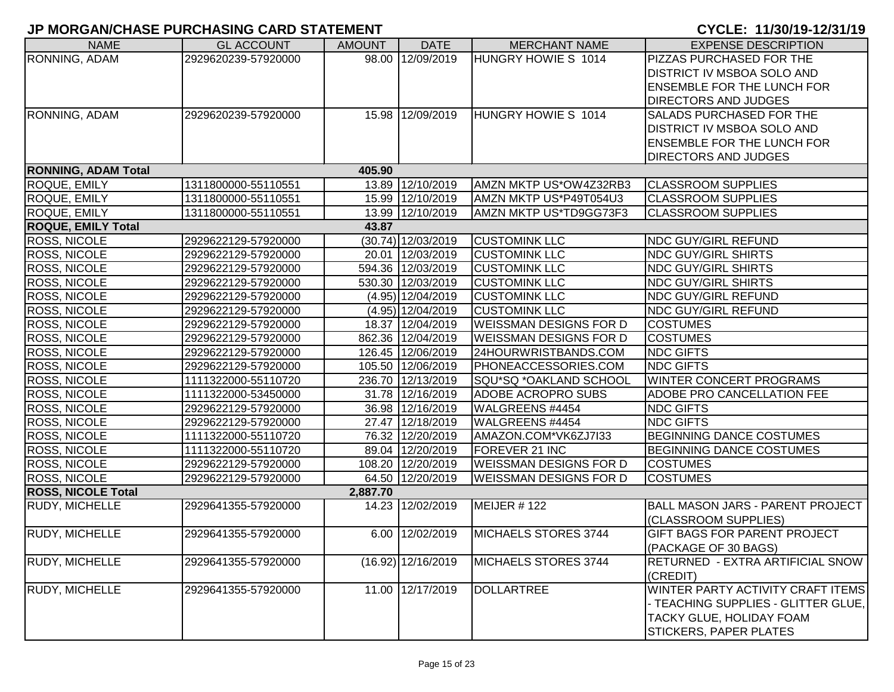# JP MORGAN/CHASE PURCHASING CARD STATEMENT

**CYCLE: 11/30/19-12/31/19**

| NAME | GL ACCOUNT | AMOUNT | DATE | MERCHANT NAME | EXPENSE DESCRIPTION |
|---|---|---|---|---|---|
| RONNING, ADAM | 2929620239-57920000 | 98.00 | 12/09/2019 | HUNGRY HOWIE S 1014 | PIZZAS PURCHASED FOR THE DISTRICT IV MSBOA SOLO AND ENSEMBLE FOR THE LUNCH FOR DIRECTORS AND JUDGES |
| RONNING, ADAM | 2929620239-57920000 | 15.98 | 12/09/2019 | HUNGRY HOWIE S 1014 | SALADS PURCHASED FOR THE DISTRICT IV MSBOA SOLO AND ENSEMBLE FOR THE LUNCH FOR DIRECTORS AND JUDGES |
| **RONNING, ADAM Total** | | **405.90** | | | |
| ROQUE, EMILY | 1311800000-55110551 | 13.89 | 12/10/2019 | AMZN MKTP US*OW4Z32RB3 | CLASSROOM SUPPLIES |
| ROQUE, EMILY | 1311800000-55110551 | 15.99 | 12/10/2019 | AMZN MKTP US*P49T054U3 | CLASSROOM SUPPLIES |
| ROQUE, EMILY | 1311800000-55110551 | 13.99 | 12/10/2019 | AMZN MKTP US*TD9GG73F3 | CLASSROOM SUPPLIES |
| **ROQUE, EMILY Total** | | **43.87** | | | |
| ROSS, NICOLE | 2929622129-57920000 | (30.74) | 12/03/2019 | CUSTOMINK LLC | NDC GUY/GIRL REFUND |
| ROSS, NICOLE | 2929622129-57920000 | 20.01 | 12/03/2019 | CUSTOMINK LLC | NDC GUY/GIRL SHIRTS |
| ROSS, NICOLE | 2929622129-57920000 | 594.36 | 12/03/2019 | CUSTOMINK LLC | NDC GUY/GIRL SHIRTS |
| ROSS, NICOLE | 2929622129-57920000 | 530.30 | 12/03/2019 | CUSTOMINK LLC | NDC GUY/GIRL SHIRTS |
| ROSS, NICOLE | 2929622129-57920000 | (4.95) | 12/04/2019 | CUSTOMINK LLC | NDC GUY/GIRL REFUND |
| ROSS, NICOLE | 2929622129-57920000 | (4.95) | 12/04/2019 | CUSTOMINK LLC | NDC GUY/GIRL REFUND |
| ROSS, NICOLE | 2929622129-57920000 | 18.37 | 12/04/2019 | WEISSMAN DESIGNS FOR D | COSTUMES |
| ROSS, NICOLE | 2929622129-57920000 | 862.36 | 12/04/2019 | WEISSMAN DESIGNS FOR D | COSTUMES |
| ROSS, NICOLE | 2929622129-57920000 | 126.45 | 12/06/2019 | 24HOURWRISTBANDS.COM | NDC GIFTS |
| ROSS, NICOLE | 2929622129-57920000 | 105.50 | 12/06/2019 | PHONEACCESSORIES.COM | NDC GIFTS |
| ROSS, NICOLE | 1111322000-55110720 | 236.70 | 12/13/2019 | SQU*SQ *OAKLAND SCHOOL | WINTER CONCERT PROGRAMS |
| ROSS, NICOLE | 1111322000-53450000 | 31.78 | 12/16/2019 | ADOBE ACROPRO SUBS | ADOBE PRO CANCELLATION FEE |
| ROSS, NICOLE | 2929622129-57920000 | 36.98 | 12/16/2019 | WALGREENS #4454 | NDC GIFTS |
| ROSS, NICOLE | 2929622129-57920000 | 27.47 | 12/18/2019 | WALGREENS #4454 | NDC GIFTS |
| ROSS, NICOLE | 1111322000-55110720 | 76.32 | 12/20/2019 | AMAZON.COM*VK6ZJ7I33 | BEGINNING DANCE COSTUMES |
| ROSS, NICOLE | 1111322000-55110720 | 89.04 | 12/20/2019 | FOREVER 21 INC | BEGINNING DANCE COSTUMES |
| ROSS, NICOLE | 2929622129-57920000 | 108.20 | 12/20/2019 | WEISSMAN DESIGNS FOR D | COSTUMES |
| ROSS, NICOLE | 2929622129-57920000 | 64.50 | 12/20/2019 | WEISSMAN DESIGNS FOR D | COSTUMES |
| **ROSS, NICOLE Total** | | **2,887.70** | | | |
| RUDY, MICHELLE | 2929641355-57920000 | 14.23 | 12/02/2019 | MEIJER # 122 | BALL MASON JARS - PARENT PROJECT (CLASSROOM SUPPLIES) |
| RUDY, MICHELLE | 2929641355-57920000 | 6.00 | 12/02/2019 | MICHAELS STORES 3744 | GIFT BAGS FOR PARENT PROJECT (PACKAGE OF 30 BAGS) |
| RUDY, MICHELLE | 2929641355-57920000 | (16.92) | 12/16/2019 | MICHAELS STORES 3744 | RETURNED - EXTRA ARTIFICIAL SNOW (CREDIT) |
| RUDY, MICHELLE | 2929641355-57920000 | 11.00 | 12/17/2019 | DOLLARTREE | WINTER PARTY ACTIVITY CRAFT ITEMS - TEACHING SUPPLIES - GLITTER GLUE, TACKY GLUE, HOLIDAY FOAM STICKERS, PAPER PLATES |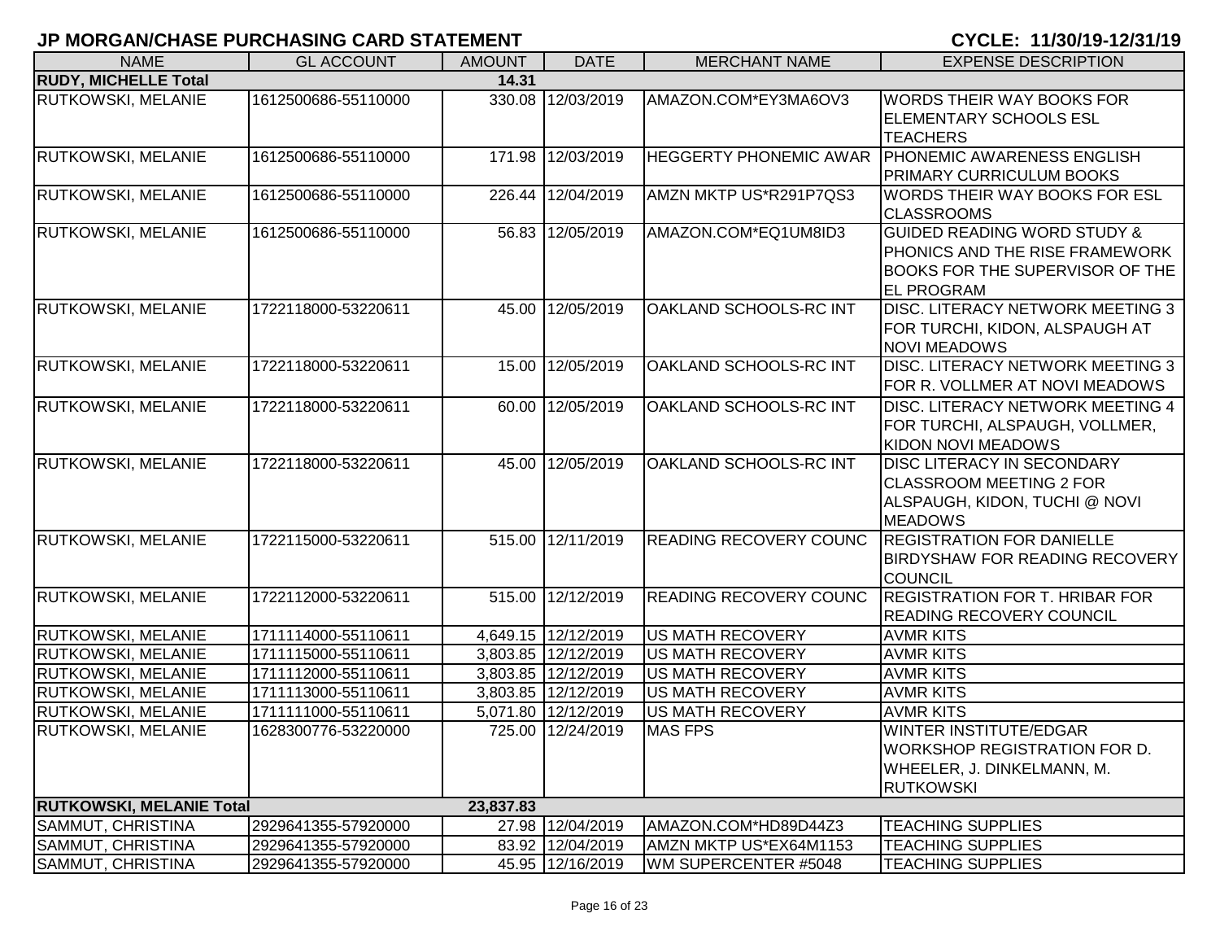# JP MORGAN/CHASE PURCHASING CARD STATEMENT

**CYCLE: 11/30/19-12/31/19**

| NAME | GL ACCOUNT | AMOUNT | DATE | MERCHANT NAME | EXPENSE DESCRIPTION |
|---|---|---|---|---|---|
| **RUDY, MICHELLE Total** | | **14.31** | | | |
| RUTKOWSKI, MELANIE | 1612500686-55110000 | 330.08 | 12/03/2019 | AMAZON.COM*EY3MA6OV3 | WORDS THEIR WAY BOOKS FOR ELEMENTARY SCHOOLS ESL TEACHERS |
| RUTKOWSKI, MELANIE | 1612500686-55110000 | 171.98 | 12/03/2019 | HEGGERTY PHONEMIC AWAR | PHONEMIC AWARENESS ENGLISH PRIMARY CURRICULUM BOOKS |
| RUTKOWSKI, MELANIE | 1612500686-55110000 | 226.44 | 12/04/2019 | AMZN MKTP US*R291P7QS3 | WORDS THEIR WAY BOOKS FOR ESL CLASSROOMS |
| RUTKOWSKI, MELANIE | 1612500686-55110000 | 56.83 | 12/05/2019 | AMAZON.COM*EQ1UM8ID3 | GUIDED READING WORD STUDY & PHONICS AND THE RISE FRAMEWORK BOOKS FOR THE SUPERVISOR OF THE EL PROGRAM |
| RUTKOWSKI, MELANIE | 1722118000-53220611 | 45.00 | 12/05/2019 | OAKLAND SCHOOLS-RC INT | DISC. LITERACY NETWORK MEETING 3 FOR TURCHI, KIDON, ALSPAUGH AT NOVI MEADOWS |
| RUTKOWSKI, MELANIE | 1722118000-53220611 | 15.00 | 12/05/2019 | OAKLAND SCHOOLS-RC INT | DISC. LITERACY NETWORK MEETING 3 FOR R. VOLLMER AT NOVI MEADOWS |
| RUTKOWSKI, MELANIE | 1722118000-53220611 | 60.00 | 12/05/2019 | OAKLAND SCHOOLS-RC INT | DISC. LITERACY NETWORK MEETING 4 FOR TURCHI, ALSPAUGH, VOLLMER, KIDON NOVI MEADOWS |
| RUTKOWSKI, MELANIE | 1722118000-53220611 | 45.00 | 12/05/2019 | OAKLAND SCHOOLS-RC INT | DISC LITERACY IN SECONDARY CLASSROOM MEETING 2 FOR ALSPAUGH, KIDON, TUCHI @ NOVI MEADOWS |
| RUTKOWSKI, MELANIE | 1722115000-53220611 | 515.00 | 12/11/2019 | READING RECOVERY COUNC | REGISTRATION FOR DANIELLE BIRDYSHAW FOR READING RECOVERY COUNCIL |
| RUTKOWSKI, MELANIE | 1722112000-53220611 | 515.00 | 12/12/2019 | READING RECOVERY COUNC | REGISTRATION FOR T. HRIBAR FOR READING RECOVERY COUNCIL |
| RUTKOWSKI, MELANIE | 1711114000-55110611 | 4,649.15 | 12/12/2019 | US MATH RECOVERY | AVMR KITS |
| RUTKOWSKI, MELANIE | 1711115000-55110611 | 3,803.85 | 12/12/2019 | US MATH RECOVERY | AVMR KITS |
| RUTKOWSKI, MELANIE | 1711112000-55110611 | 3,803.85 | 12/12/2019 | US MATH RECOVERY | AVMR KITS |
| RUTKOWSKI, MELANIE | 1711113000-55110611 | 3,803.85 | 12/12/2019 | US MATH RECOVERY | AVMR KITS |
| RUTKOWSKI, MELANIE | 1711111000-55110611 | 5,071.80 | 12/12/2019 | US MATH RECOVERY | AVMR KITS |
| RUTKOWSKI, MELANIE | 1628300776-53220000 | 725.00 | 12/24/2019 | MAS FPS | WINTER INSTITUTE/EDGAR WORKSHOP REGISTRATION FOR D. WHEELER, J. DINKELMANN, M. RUTKOWSKI |
| **RUTKOWSKI, MELANIE Total** | | **23,837.83** | | | |
| SAMMUT, CHRISTINA | 2929641355-57920000 | 27.98 | 12/04/2019 | AMAZON.COM*HD89D44Z3 | TEACHING SUPPLIES |
| SAMMUT, CHRISTINA | 2929641355-57920000 | 83.92 | 12/04/2019 | AMZN MKTP US*EX64M1153 | TEACHING SUPPLIES |
| SAMMUT, CHRISTINA | 2929641355-57920000 | 45.95 | 12/16/2019 | WM SUPERCENTER #5048 | TEACHING SUPPLIES |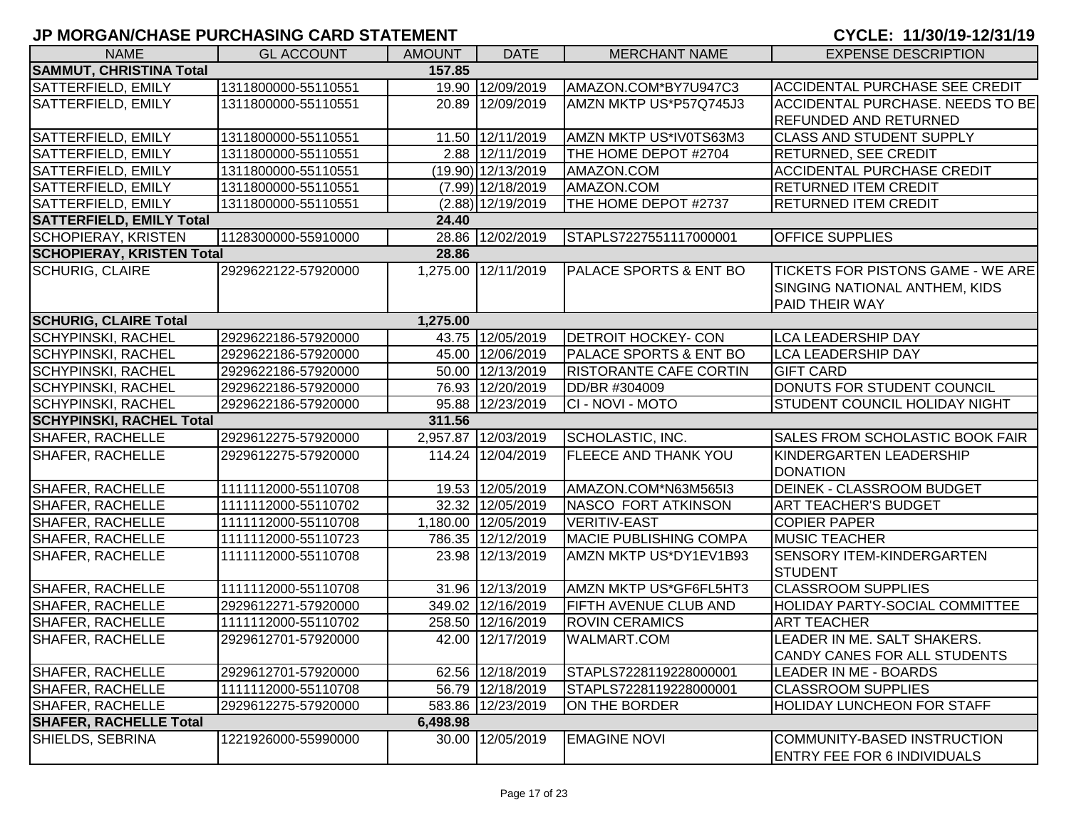## JP MORGAN/CHASE PURCHASING CARD STATEMENT

**CYCLE: 11/30/19-12/31/19**

| NAME | GL ACCOUNT | AMOUNT | DATE | MERCHANT NAME | EXPENSE DESCRIPTION |
|---|---|---|---|---|---|
| **SAMMUT, CHRISTINA Total** | | **157.85** | | | |
| SATTERFIELD, EMILY | 1311800000-55110551 | 19.90 | 12/09/2019 | AMAZON.COM*BY7U947C3 | ACCIDENTAL PURCHASE SEE CREDIT |
| SATTERFIELD, EMILY | 1311800000-55110551 | 20.89 | 12/09/2019 | AMZN MKTP US*P57Q745J3 | ACCIDENTAL PURCHASE. NEEDS TO BE REFUNDED AND RETURNED |
| SATTERFIELD, EMILY | 1311800000-55110551 | 11.50 | 12/11/2019 | AMZN MKTP US*IV0TS63M3 | CLASS AND STUDENT SUPPLY |
| SATTERFIELD, EMILY | 1311800000-55110551 | 2.88 | 12/11/2019 | THE HOME DEPOT #2704 | RETURNED, SEE CREDIT |
| SATTERFIELD, EMILY | 1311800000-55110551 | (19.90) | 12/13/2019 | AMAZON.COM | ACCIDENTAL PURCHASE CREDIT |
| SATTERFIELD, EMILY | 1311800000-55110551 | (7.99) | 12/18/2019 | AMAZON.COM | RETURNED ITEM CREDIT |
| SATTERFIELD, EMILY | 1311800000-55110551 | (2.88) | 12/19/2019 | THE HOME DEPOT #2737 | RETURNED ITEM CREDIT |
| **SATTERFIELD, EMILY Total** | | **24.40** | | | |
| SCHOPIERAY, KRISTEN | 1128300000-55910000 | 28.86 | 12/02/2019 | STAPLS7227551117000001 | OFFICE SUPPLIES |
| **SCHOPIERAY, KRISTEN Total** | | **28.86** | | | |
| SCHURIG, CLAIRE | 2929622122-57920000 | 1,275.00 | 12/11/2019 | PALACE SPORTS & ENT BO | TICKETS FOR PISTONS GAME - WE ARE SINGING NATIONAL ANTHEM, KIDS PAID THEIR WAY |
| **SCHURIG, CLAIRE Total** | | **1,275.00** | | | |
| SCHYPINSKI, RACHEL | 2929622186-57920000 | 43.75 | 12/05/2019 | DETROIT HOCKEY- CON | LCA LEADERSHIP DAY |
| SCHYPINSKI, RACHEL | 2929622186-57920000 | 45.00 | 12/06/2019 | PALACE SPORTS & ENT BO | LCA LEADERSHIP DAY |
| SCHYPINSKI, RACHEL | 2929622186-57920000 | 50.00 | 12/13/2019 | RISTORANTE CAFE CORTIN | GIFT CARD |
| SCHYPINSKI, RACHEL | 2929622186-57920000 | 76.93 | 12/20/2019 | DD/BR #304009 | DONUTS FOR STUDENT COUNCIL |
| SCHYPINSKI, RACHEL | 2929622186-57920000 | 95.88 | 12/23/2019 | CI - NOVI - MOTO | STUDENT COUNCIL HOLIDAY NIGHT |
| **SCHYPINSKI, RACHEL Total** | | **311.56** | | | |
| SHAFER, RACHELLE | 2929612275-57920000 | 2,957.87 | 12/03/2019 | SCHOLASTIC, INC. | SALES FROM SCHOLASTIC BOOK FAIR |
| SHAFER, RACHELLE | 2929612275-57920000 | 114.24 | 12/04/2019 | FLEECE AND THANK YOU | KINDERGARTEN LEADERSHIP DONATION |
| SHAFER, RACHELLE | 1111112000-55110708 | 19.53 | 12/05/2019 | AMAZON.COM*N63M565I3 | DEINEK - CLASSROOM BUDGET |
| SHAFER, RACHELLE | 1111112000-55110702 | 32.32 | 12/05/2019 | NASCO FORT ATKINSON | ART TEACHER'S BUDGET |
| SHAFER, RACHELLE | 1111112000-55110708 | 1,180.00 | 12/05/2019 | VERITIV-EAST | COPIER PAPER |
| SHAFER, RACHELLE | 1111112000-55110723 | 786.35 | 12/12/2019 | MACIE PUBLISHING COMPA | MUSIC TEACHER |
| SHAFER, RACHELLE | 1111112000-55110708 | 23.98 | 12/13/2019 | AMZN MKTP US*DY1EV1B93 | SENSORY ITEM-KINDERGARTEN STUDENT |
| SHAFER, RACHELLE | 1111112000-55110708 | 31.96 | 12/13/2019 | AMZN MKTP US*GF6FL5HT3 | CLASSROOM SUPPLIES |
| SHAFER, RACHELLE | 2929612271-57920000 | 349.02 | 12/16/2019 | FIFTH AVENUE CLUB AND | HOLIDAY PARTY-SOCIAL COMMITTEE |
| SHAFER, RACHELLE | 1111112000-55110702 | 258.50 | 12/16/2019 | ROVIN CERAMICS | ART TEACHER |
| SHAFER, RACHELLE | 2929612701-57920000 | 42.00 | 12/17/2019 | WALMART.COM | LEADER IN ME. SALT SHAKERS. CANDY CANES FOR ALL STUDENTS |
| SHAFER, RACHELLE | 2929612701-57920000 | 62.56 | 12/18/2019 | STAPLS7228119228000001 | LEADER IN ME - BOARDS |
| SHAFER, RACHELLE | 1111112000-55110708 | 56.79 | 12/18/2019 | STAPLS7228119228000001 | CLASSROOM SUPPLIES |
| SHAFER, RACHELLE | 2929612275-57920000 | 583.86 | 12/23/2019 | ON THE BORDER | HOLIDAY LUNCHEON FOR STAFF |
| **SHAFER, RACHELLE Total** | | **6,498.98** | | | |
| SHIELDS, SEBRINA | 1221926000-55990000 | 30.00 | 12/05/2019 | EMAGINE NOVI | COMMUNITY-BASED INSTRUCTION ENTRY FEE FOR 6 INDIVIDUALS |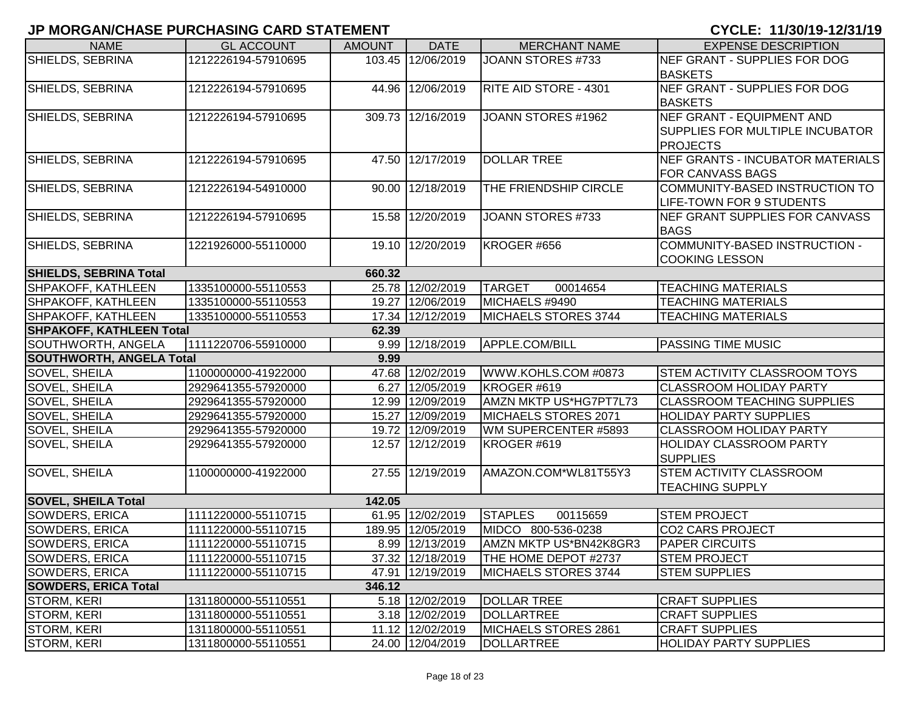## JP MORGAN/CHASE PURCHASING CARD STATEMENT

**CYCLE: 11/30/19-12/31/19**

| NAME | GL ACCOUNT | AMOUNT | DATE | MERCHANT NAME | EXPENSE DESCRIPTION |
|---|---|---|---|---|---|
| SHIELDS, SEBRINA | 1212226194-57910695 | 103.45 | 12/06/2019 | JOANN STORES #733 | NEF GRANT - SUPPLIES FOR DOG BASKETS |
| SHIELDS, SEBRINA | 1212226194-57910695 | 44.96 | 12/06/2019 | RITE AID STORE - 4301 | NEF GRANT - SUPPLIES FOR DOG BASKETS |
| SHIELDS, SEBRINA | 1212226194-57910695 | 309.73 | 12/16/2019 | JOANN STORES #1962 | NEF GRANT - EQUIPMENT AND SUPPLIES FOR MULTIPLE INCUBATOR PROJECTS |
| SHIELDS, SEBRINA | 1212226194-57910695 | 47.50 | 12/17/2019 | DOLLAR TREE | NEF GRANTS - INCUBATOR MATERIALS FOR CANVASS BAGS |
| SHIELDS, SEBRINA | 1212226194-54910000 | 90.00 | 12/18/2019 | THE FRIENDSHIP CIRCLE | COMMUNITY-BASED INSTRUCTION TO LIFE-TOWN FOR 9 STUDENTS |
| SHIELDS, SEBRINA | 1212226194-57910695 | 15.58 | 12/20/2019 | JOANN STORES #733 | NEF GRANT SUPPLIES FOR CANVASS BAGS |
| SHIELDS, SEBRINA | 1221926000-55110000 | 19.10 | 12/20/2019 | KROGER #656 | COMMUNITY-BASED INSTRUCTION - COOKING LESSON |
| **SHIELDS, SEBRINA Total** | | **660.32** | | | |
| SHPAKOFF, KATHLEEN | 1335100000-55110553 | 25.78 | 12/02/2019 | TARGET 00014654 | TEACHING MATERIALS |
| SHPAKOFF, KATHLEEN | 1335100000-55110553 | 19.27 | 12/06/2019 | MICHAELS #9490 | TEACHING MATERIALS |
| SHPAKOFF, KATHLEEN | 1335100000-55110553 | 17.34 | 12/12/2019 | MICHAELS STORES 3744 | TEACHING MATERIALS |
| **SHPAKOFF, KATHLEEN Total** | | **62.39** | | | |
| SOUTHWORTH, ANGELA | 1111220706-55910000 | 9.99 | 12/18/2019 | APPLE.COM/BILL | PASSING TIME MUSIC |
| **SOUTHWORTH, ANGELA Total** | | **9.99** | | | |
| SOVEL, SHEILA | 1100000000-41922000 | 47.68 | 12/02/2019 | WWW.KOHLS.COM #0873 | STEM ACTIVITY CLASSROOM TOYS |
| SOVEL, SHEILA | 2929641355-57920000 | 6.27 | 12/05/2019 | KROGER #619 | CLASSROOM HOLIDAY PARTY |
| SOVEL, SHEILA | 2929641355-57920000 | 12.99 | 12/09/2019 | AMZN MKTP US*HG7PT7L73 | CLASSROOM TEACHING SUPPLIES |
| SOVEL, SHEILA | 2929641355-57920000 | 15.27 | 12/09/2019 | MICHAELS STORES 2071 | HOLIDAY PARTY SUPPLIES |
| SOVEL, SHEILA | 2929641355-57920000 | 19.72 | 12/09/2019 | WM SUPERCENTER #5893 | CLASSROOM HOLIDAY PARTY |
| SOVEL, SHEILA | 2929641355-57920000 | 12.57 | 12/12/2019 | KROGER #619 | HOLIDAY CLASSROOM PARTY SUPPLIES |
| SOVEL, SHEILA | 1100000000-41922000 | 27.55 | 12/19/2019 | AMAZON.COM*WL81T55Y3 | STEM ACTIVITY CLASSROOM TEACHING SUPPLY |
| **SOVEL, SHEILA Total** | | **142.05** | | | |
| SOWDERS, ERICA | 1111220000-55110715 | 61.95 | 12/02/2019 | STAPLES 00115659 | STEM PROJECT |
| SOWDERS, ERICA | 1111220000-55110715 | 189.95 | 12/05/2019 | MIDCO 800-536-0238 | CO2 CARS PROJECT |
| SOWDERS, ERICA | 1111220000-55110715 | 8.99 | 12/13/2019 | AMZN MKTP US*BN42K8GR3 | PAPER CIRCUITS |
| SOWDERS, ERICA | 1111220000-55110715 | 37.32 | 12/18/2019 | THE HOME DEPOT #2737 | STEM PROJECT |
| SOWDERS, ERICA | 1111220000-55110715 | 47.91 | 12/19/2019 | MICHAELS STORES 3744 | STEM SUPPLIES |
| **SOWDERS, ERICA Total** | | **346.12** | | | |
| STORM, KERI | 1311800000-55110551 | 5.18 | 12/02/2019 | DOLLAR TREE | CRAFT SUPPLIES |
| STORM, KERI | 1311800000-55110551 | 3.18 | 12/02/2019 | DOLLARTREE | CRAFT SUPPLIES |
| STORM, KERI | 1311800000-55110551 | 11.12 | 12/02/2019 | MICHAELS STORES 2861 | CRAFT SUPPLIES |
| STORM, KERI | 1311800000-55110551 | 24.00 | 12/04/2019 | DOLLARTREE | HOLIDAY PARTY SUPPLIES |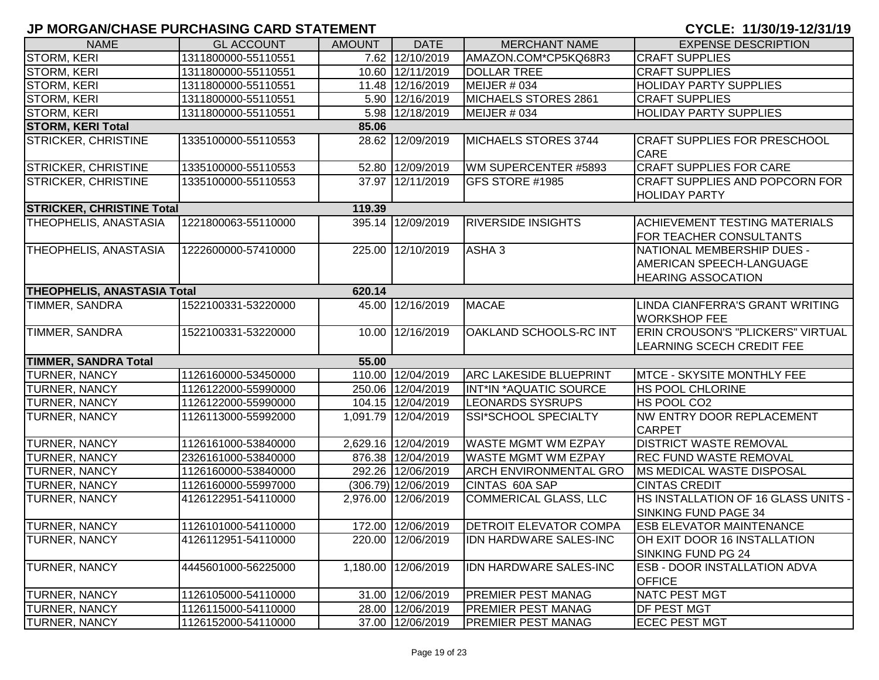## JP MORGAN/CHASE PURCHASING CARD STATEMENT

**CYCLE: 11/30/19-12/31/19**

| NAME | GL ACCOUNT | AMOUNT | DATE | MERCHANT NAME | EXPENSE DESCRIPTION |
|---|---|---|---|---|---|
| STORM, KERI | 1311800000-55110551 | 7.62 | 12/10/2019 | AMAZON.COM*CP5KQ68R3 | CRAFT SUPPLIES |
| STORM, KERI | 1311800000-55110551 | 10.60 | 12/11/2019 | DOLLAR TREE | CRAFT SUPPLIES |
| STORM, KERI | 1311800000-55110551 | 11.48 | 12/16/2019 | MEIJER # 034 | HOLIDAY PARTY SUPPLIES |
| STORM, KERI | 1311800000-55110551 | 5.90 | 12/16/2019 | MICHAELS STORES 2861 | CRAFT SUPPLIES |
| STORM, KERI | 1311800000-55110551 | 5.98 | 12/18/2019 | MEIJER # 034 | HOLIDAY PARTY SUPPLIES |
| **STORM, KERI Total** | | **85.06** | | | |
| STRICKER, CHRISTINE | 1335100000-55110553 | 28.62 | 12/09/2019 | MICHAELS STORES 3744 | CRAFT SUPPLIES FOR PRESCHOOL CARE |
| STRICKER, CHRISTINE | 1335100000-55110553 | 52.80 | 12/09/2019 | WM SUPERCENTER #5893 | CRAFT SUPPLIES FOR CARE |
| STRICKER, CHRISTINE | 1335100000-55110553 | 37.97 | 12/11/2019 | GFS STORE #1985 | CRAFT SUPPLIES AND POPCORN FOR HOLIDAY PARTY |
| **STRICKER, CHRISTINE Total** | | **119.39** | | | |
| THEOPHELIS, ANASTASIA | 1221800063-55110000 | 395.14 | 12/09/2019 | RIVERSIDE INSIGHTS | ACHIEVEMENT TESTING MATERIALS FOR TEACHER CONSULTANTS |
| THEOPHELIS, ANASTASIA | 1222600000-57410000 | 225.00 | 12/10/2019 | ASHA 3 | NATIONAL MEMBERSHIP DUES - AMERICAN SPEECH-LANGUAGE HEARING ASSOCATION |
| **THEOPHELIS, ANASTASIA Total** | | **620.14** | | | |
| TIMMER, SANDRA | 1522100331-53220000 | 45.00 | 12/16/2019 | MACAE | LINDA CIANFERRA'S GRANT WRITING WORKSHOP FEE |
| TIMMER, SANDRA | 1522100331-53220000 | 10.00 | 12/16/2019 | OAKLAND SCHOOLS-RC INT | ERIN CROUSON'S "PLICKERS" VIRTUAL LEARNING SCECH CREDIT FEE |
| **TIMMER, SANDRA Total** | | **55.00** | | | |
| TURNER, NANCY | 1126160000-53450000 | 110.00 | 12/04/2019 | ARC LAKESIDE BLUEPRINT | MTCE - SKYSITE MONTHLY FEE |
| TURNER, NANCY | 1126122000-55990000 | 250.06 | 12/04/2019 | INT*IN *AQUATIC SOURCE | HS POOL CHLORINE |
| TURNER, NANCY | 1126122000-55990000 | 104.15 | 12/04/2019 | LEONARDS SYSRUPS | HS POOL CO2 |
| TURNER, NANCY | 1126113000-55992000 | 1,091.79 | 12/04/2019 | SSI*SCHOOL SPECIALTY | NW ENTRY DOOR REPLACEMENT CARPET |
| TURNER, NANCY | 1126161000-53840000 | 2,629.16 | 12/04/2019 | WASTE MGMT WM EZPAY | DISTRICT WASTE REMOVAL |
| TURNER, NANCY | 2326161000-53840000 | 876.38 | 12/04/2019 | WASTE MGMT WM EZPAY | REC FUND WASTE REMOVAL |
| TURNER, NANCY | 1126160000-53840000 | 292.26 | 12/06/2019 | ARCH ENVIRONMENTAL GRO | MS MEDICAL WASTE DISPOSAL |
| TURNER, NANCY | 1126160000-55997000 | (306.79) | 12/06/2019 | CINTAS 60A SAP | CINTAS CREDIT |
| TURNER, NANCY | 4126122951-54110000 | 2,976.00 | 12/06/2019 | COMMERICAL GLASS, LLC | HS INSTALLATION OF 16 GLASS UNITS - SINKING FUND PAGE 34 |
| TURNER, NANCY | 1126101000-54110000 | 172.00 | 12/06/2019 | DETROIT ELEVATOR COMPA | ESB ELEVATOR MAINTENANCE |
| TURNER, NANCY | 4126112951-54110000 | 220.00 | 12/06/2019 | IDN HARDWARE SALES-INC | OH EXIT DOOR 16 INSTALLATION SINKING FUND PG 24 |
| TURNER, NANCY | 4445601000-56225000 | 1,180.00 | 12/06/2019 | IDN HARDWARE SALES-INC | ESB - DOOR INSTALLATION ADVA OFFICE |
| TURNER, NANCY | 1126105000-54110000 | 31.00 | 12/06/2019 | PREMIER PEST MANAG | NATC PEST MGT |
| TURNER, NANCY | 1126115000-54110000 | 28.00 | 12/06/2019 | PREMIER PEST MANAG | DF PEST MGT |
| TURNER, NANCY | 1126152000-54110000 | 37.00 | 12/06/2019 | PREMIER PEST MANAG | ECEC PEST MGT |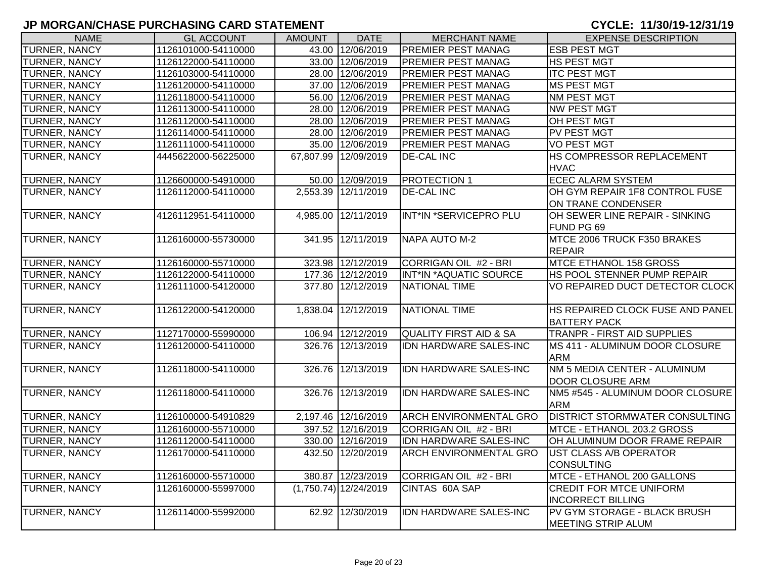# JP MORGAN/CHASE PURCHASING CARD STATEMENT

**CYCLE: 11/30/19-12/31/19**

| NAME | GL ACCOUNT | AMOUNT | DATE | MERCHANT NAME | EXPENSE DESCRIPTION |
|---|---|---|---|---|---|
| TURNER, NANCY | 1126101000-54110000 | 43.00 | 12/06/2019 | PREMIER PEST MANAG | ESB PEST MGT |
| TURNER, NANCY | 1126122000-54110000 | 33.00 | 12/06/2019 | PREMIER PEST MANAG | HS PEST MGT |
| TURNER, NANCY | 1126103000-54110000 | 28.00 | 12/06/2019 | PREMIER PEST MANAG | ITC PEST MGT |
| TURNER, NANCY | 1126120000-54110000 | 37.00 | 12/06/2019 | PREMIER PEST MANAG | MS PEST MGT |
| TURNER, NANCY | 1126118000-54110000 | 56.00 | 12/06/2019 | PREMIER PEST MANAG | NM PEST MGT |
| TURNER, NANCY | 1126113000-54110000 | 28.00 | 12/06/2019 | PREMIER PEST MANAG | NW PEST MGT |
| TURNER, NANCY | 1126112000-54110000 | 28.00 | 12/06/2019 | PREMIER PEST MANAG | OH PEST MGT |
| TURNER, NANCY | 1126114000-54110000 | 28.00 | 12/06/2019 | PREMIER PEST MANAG | PV PEST MGT |
| TURNER, NANCY | 1126111000-54110000 | 35.00 | 12/06/2019 | PREMIER PEST MANAG | VO PEST MGT |
| TURNER, NANCY | 4445622000-56225000 | 67,807.99 | 12/09/2019 | DE-CAL INC | HS COMPRESSOR REPLACEMENT HVAC |
| TURNER, NANCY | 1126600000-54910000 | 50.00 | 12/09/2019 | PROTECTION 1 | ECEC ALARM SYSTEM |
| TURNER, NANCY | 1126112000-54110000 | 2,553.39 | 12/11/2019 | DE-CAL INC | OH GYM REPAIR 1F8 CONTROL FUSE ON TRANE CONDENSER |
| TURNER, NANCY | 4126112951-54110000 | 4,985.00 | 12/11/2019 | INT*IN *SERVICEPRO PLU | OH SEWER LINE REPAIR - SINKING FUND PG 69 |
| TURNER, NANCY | 1126160000-55730000 | 341.95 | 12/11/2019 | NAPA AUTO M-2 | MTCE 2006 TRUCK F350 BRAKES REPAIR |
| TURNER, NANCY | 1126160000-55710000 | 323.98 | 12/12/2019 | CORRIGAN OIL #2 - BRI | MTCE ETHANOL 158 GROSS |
| TURNER, NANCY | 1126122000-54110000 | 177.36 | 12/12/2019 | INT*IN *AQUATIC SOURCE | HS POOL STENNER PUMP REPAIR |
| TURNER, NANCY | 1126111000-54120000 | 377.80 | 12/12/2019 | NATIONAL TIME | VO REPAIRED DUCT DETECTOR CLOCK |
| TURNER, NANCY | 1126122000-54120000 | 1,838.04 | 12/12/2019 | NATIONAL TIME | HS REPAIRED CLOCK FUSE AND PANEL BATTERY PACK |
| TURNER, NANCY | 1127170000-55990000 | 106.94 | 12/12/2019 | QUALITY FIRST AID & SA | TRANPR - FIRST AID SUPPLIES |
| TURNER, NANCY | 1126120000-54110000 | 326.76 | 12/13/2019 | IDN HARDWARE SALES-INC | MS 411 - ALUMINUM DOOR CLOSURE ARM |
| TURNER, NANCY | 1126118000-54110000 | 326.76 | 12/13/2019 | IDN HARDWARE SALES-INC | NM 5 MEDIA CENTER - ALUMINUM DOOR CLOSURE ARM |
| TURNER, NANCY | 1126118000-54110000 | 326.76 | 12/13/2019 | IDN HARDWARE SALES-INC | NM5 #545 - ALUMINUM DOOR CLOSURE ARM |
| TURNER, NANCY | 1126100000-54910829 | 2,197.46 | 12/16/2019 | ARCH ENVIRONMENTAL GRO | DISTRICT STORMWATER CONSULTING |
| TURNER, NANCY | 1126160000-55710000 | 397.52 | 12/16/2019 | CORRIGAN OIL #2 - BRI | MTCE - ETHANOL 203.2 GROSS |
| TURNER, NANCY | 1126112000-54110000 | 330.00 | 12/16/2019 | IDN HARDWARE SALES-INC | OH ALUMINUM DOOR FRAME REPAIR |
| TURNER, NANCY | 1126170000-54110000 | 432.50 | 12/20/2019 | ARCH ENVIRONMENTAL GRO | UST CLASS A/B OPERATOR CONSULTING |
| TURNER, NANCY | 1126160000-55710000 | 380.87 | 12/23/2019 | CORRIGAN OIL #2 - BRI | MTCE - ETHANOL 200 GALLONS |
| TURNER, NANCY | 1126160000-55997000 | (1,750.74) | 12/24/2019 | CINTAS 60A SAP | CREDIT FOR MTCE UNIFORM INCORRECT BILLING |
| TURNER, NANCY | 1126114000-55992000 | 62.92 | 12/30/2019 | IDN HARDWARE SALES-INC | PV GYM STORAGE - BLACK BRUSH MEETING STRIP ALUM |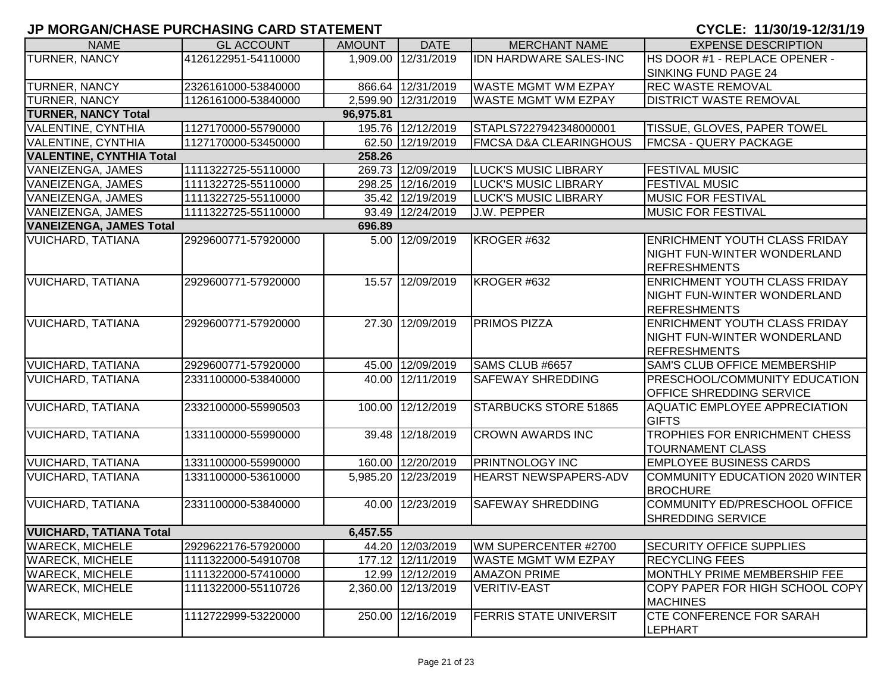## JP MORGAN/CHASE PURCHASING CARD STATEMENT

**CYCLE: 11/30/19-12/31/19**

| NAME | GL ACCOUNT | AMOUNT | DATE | MERCHANT NAME | EXPENSE DESCRIPTION |
|---|---|---|---|---|---|
| TURNER, NANCY | 4126122951-54110000 | 1,909.00 | 12/31/2019 | IDN HARDWARE SALES-INC | HS DOOR #1 - REPLACE OPENER - SINKING FUND PAGE 24 |
| TURNER, NANCY | 2326161000-53840000 | 866.64 | 12/31/2019 | WASTE MGMT WM EZPAY | REC WASTE REMOVAL |
| TURNER, NANCY | 1126161000-53840000 | 2,599.90 | 12/31/2019 | WASTE MGMT WM EZPAY | DISTRICT WASTE REMOVAL |
| **TURNER, NANCY Total** | | **96,975.81** | | | |
| VALENTINE, CYNTHIA | 1127170000-55790000 | 195.76 | 12/12/2019 | STAPLS7227942348000001 | TISSUE, GLOVES, PAPER TOWEL |
| VALENTINE, CYNTHIA | 1127170000-53450000 | 62.50 | 12/19/2019 | FMCSA D&A CLEARINGHOUS | FMCSA - QUERY PACKAGE |
| **VALENTINE, CYNTHIA Total** | | **258.26** | | | |
| VANEIZENGA, JAMES | 1111322725-55110000 | 269.73 | 12/09/2019 | LUCK'S MUSIC LIBRARY | FESTIVAL MUSIC |
| VANEIZENGA, JAMES | 1111322725-55110000 | 298.25 | 12/16/2019 | LUCK'S MUSIC LIBRARY | FESTIVAL MUSIC |
| VANEIZENGA, JAMES | 1111322725-55110000 | 35.42 | 12/19/2019 | LUCK'S MUSIC LIBRARY | MUSIC FOR FESTIVAL |
| VANEIZENGA, JAMES | 1111322725-55110000 | 93.49 | 12/24/2019 | J.W. PEPPER | MUSIC FOR FESTIVAL |
| **VANEIZENGA, JAMES Total** | | **696.89** | | | |
| VUICHARD, TATIANA | 2929600771-57920000 | 5.00 | 12/09/2019 | KROGER #632 | ENRICHMENT YOUTH CLASS FRIDAY NIGHT FUN-WINTER WONDERLAND REFRESHMENTS |
| VUICHARD, TATIANA | 2929600771-57920000 | 15.57 | 12/09/2019 | KROGER #632 | ENRICHMENT YOUTH CLASS FRIDAY NIGHT FUN-WINTER WONDERLAND REFRESHMENTS |
| VUICHARD, TATIANA | 2929600771-57920000 | 27.30 | 12/09/2019 | PRIMOS PIZZA | ENRICHMENT YOUTH CLASS FRIDAY NIGHT FUN-WINTER WONDERLAND REFRESHMENTS |
| VUICHARD, TATIANA | 2929600771-57920000 | 45.00 | 12/09/2019 | SAMS CLUB #6657 | SAM'S CLUB OFFICE MEMBERSHIP |
| VUICHARD, TATIANA | 2331100000-53840000 | 40.00 | 12/11/2019 | SAFEWAY SHREDDING | PRESCHOOL/COMMUNITY EDUCATION OFFICE SHREDDING SERVICE |
| VUICHARD, TATIANA | 2332100000-55990503 | 100.00 | 12/12/2019 | STARBUCKS STORE 51865 | AQUATIC EMPLOYEE APPRECIATION GIFTS |
| VUICHARD, TATIANA | 1331100000-55990000 | 39.48 | 12/18/2019 | CROWN AWARDS INC | TROPHIES FOR ENRICHMENT CHESS TOURNAMENT CLASS |
| VUICHARD, TATIANA | 1331100000-55990000 | 160.00 | 12/20/2019 | PRINTNOLOGY INC | EMPLOYEE BUSINESS CARDS |
| VUICHARD, TATIANA | 1331100000-53610000 | 5,985.20 | 12/23/2019 | HEARST NEWSPAPERS-ADV | COMMUNITY EDUCATION 2020 WINTER BROCHURE |
| VUICHARD, TATIANA | 2331100000-53840000 | 40.00 | 12/23/2019 | SAFEWAY SHREDDING | COMMUNITY ED/PRESCHOOL OFFICE SHREDDING SERVICE |
| **VUICHARD, TATIANA Total** | | **6,457.55** | | | |
| WARECK, MICHELE | 2929622176-57920000 | 44.20 | 12/03/2019 | WM SUPERCENTER #2700 | SECURITY OFFICE SUPPLIES |
| WARECK, MICHELE | 1111322000-54910708 | 177.12 | 12/11/2019 | WASTE MGMT WM EZPAY | RECYCLING FEES |
| WARECK, MICHELE | 1111322000-57410000 | 12.99 | 12/12/2019 | AMAZON PRIME | MONTHLY PRIME MEMBERSHIP FEE |
| WARECK, MICHELE | 1111322000-55110726 | 2,360.00 | 12/13/2019 | VERITIV-EAST | COPY PAPER FOR HIGH SCHOOL COPY MACHINES |
| WARECK, MICHELE | 1112722999-53220000 | 250.00 | 12/16/2019 | FERRIS STATE UNIVERSIT | CTE CONFERENCE FOR SARAH LEPHART |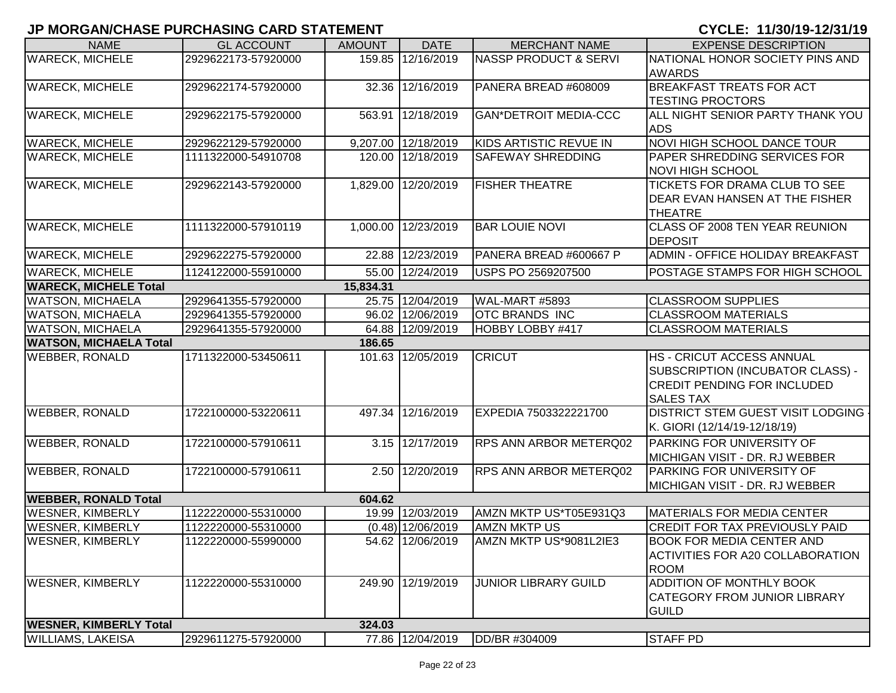## JP MORGAN/CHASE PURCHASING CARD STATEMENT

**CYCLE: 11/30/19-12/31/19**

| NAME | GL ACCOUNT | AMOUNT | DATE | MERCHANT NAME | EXPENSE DESCRIPTION |
|---|---|---|---|---|---|
| WARECK, MICHELE | 2929622173-57920000 | 159.85 | 12/16/2019 | NASSP PRODUCT & SERVI | NATIONAL HONOR SOCIETY PINS AND AWARDS |
| WARECK, MICHELE | 2929622174-57920000 | 32.36 | 12/16/2019 | PANERA BREAD #608009 | BREAKFAST TREATS FOR ACT TESTING PROCTORS |
| WARECK, MICHELE | 2929622175-57920000 | 563.91 | 12/18/2019 | GAN*DETROIT MEDIA-CCC | ALL NIGHT SENIOR PARTY THANK YOU ADS |
| WARECK, MICHELE | 2929622129-57920000 | 9,207.00 | 12/18/2019 | KIDS ARTISTIC REVUE IN | NOVI HIGH SCHOOL DANCE TOUR |
| WARECK, MICHELE | 1111322000-54910708 | 120.00 | 12/18/2019 | SAFEWAY SHREDDING | PAPER SHREDDING SERVICES FOR NOVI HIGH SCHOOL |
| WARECK, MICHELE | 2929622143-57920000 | 1,829.00 | 12/20/2019 | FISHER THEATRE | TICKETS FOR DRAMA CLUB TO SEE DEAR EVAN HANSEN AT THE FISHER THEATRE |
| WARECK, MICHELE | 1111322000-57910119 | 1,000.00 | 12/23/2019 | BAR LOUIE NOVI | CLASS OF 2008 TEN YEAR REUNION DEPOSIT |
| WARECK, MICHELE | 2929622275-57920000 | 22.88 | 12/23/2019 | PANERA BREAD #600667 P | ADMIN - OFFICE HOLIDAY BREAKFAST |
| WARECK, MICHELE | 1124122000-55910000 | 55.00 | 12/24/2019 | USPS PO 2569207500 | POSTAGE STAMPS FOR HIGH SCHOOL |
| **WARECK, MICHELE Total** | | **15,834.31** | | | |
| WATSON, MICHAELA | 2929641355-57920000 | 25.75 | 12/04/2019 | WAL-MART #5893 | CLASSROOM SUPPLIES |
| WATSON, MICHAELA | 2929641355-57920000 | 96.02 | 12/06/2019 | OTC BRANDS INC | CLASSROOM MATERIALS |
| WATSON, MICHAELA | 2929641355-57920000 | 64.88 | 12/09/2019 | HOBBY LOBBY #417 | CLASSROOM MATERIALS |
| **WATSON, MICHAELA Total** | | **186.65** | | | |
| WEBBER, RONALD | 1711322000-53450611 | 101.63 | 12/05/2019 | CRICUT | HS - CRICUT ACCESS ANNUAL SUBSCRIPTION (INCUBATOR CLASS) - CREDIT PENDING FOR INCLUDED SALES TAX |
| WEBBER, RONALD | 1722100000-53220611 | 497.34 | 12/16/2019 | EXPEDIA 7503322221700 | DISTRICT STEM GUEST VISIT LODGING - K. GIORI (12/14/19-12/18/19) |
| WEBBER, RONALD | 1722100000-57910611 | 3.15 | 12/17/2019 | RPS ANN ARBOR METERQ02 | PARKING FOR UNIVERSITY OF MICHIGAN VISIT - DR. RJ WEBBER |
| WEBBER, RONALD | 1722100000-57910611 | 2.50 | 12/20/2019 | RPS ANN ARBOR METERQ02 | PARKING FOR UNIVERSITY OF MICHIGAN VISIT - DR. RJ WEBBER |
| **WEBBER, RONALD Total** | | **604.62** | | | |
| WESNER, KIMBERLY | 1122220000-55310000 | 19.99 | 12/03/2019 | AMZN MKTP US*T05E931Q3 | MATERIALS FOR MEDIA CENTER |
| WESNER, KIMBERLY | 1122220000-55310000 | (0.48) | 12/06/2019 | AMZN MKTP US | CREDIT FOR TAX PREVIOUSLY PAID |
| WESNER, KIMBERLY | 1122220000-55990000 | 54.62 | 12/06/2019 | AMZN MKTP US*9081L2IE3 | BOOK FOR MEDIA CENTER AND ACTIVITIES FOR A20 COLLABORATION ROOM |
| WESNER, KIMBERLY | 1122220000-55310000 | 249.90 | 12/19/2019 | JUNIOR LIBRARY GUILD | ADDITION OF MONTHLY BOOK CATEGORY FROM JUNIOR LIBRARY GUILD |
| **WESNER, KIMBERLY Total** | | **324.03** | | | |
| WILLIAMS, LAKEISA | 2929611275-57920000 | 77.86 | 12/04/2019 | DD/BR #304009 | STAFF PD |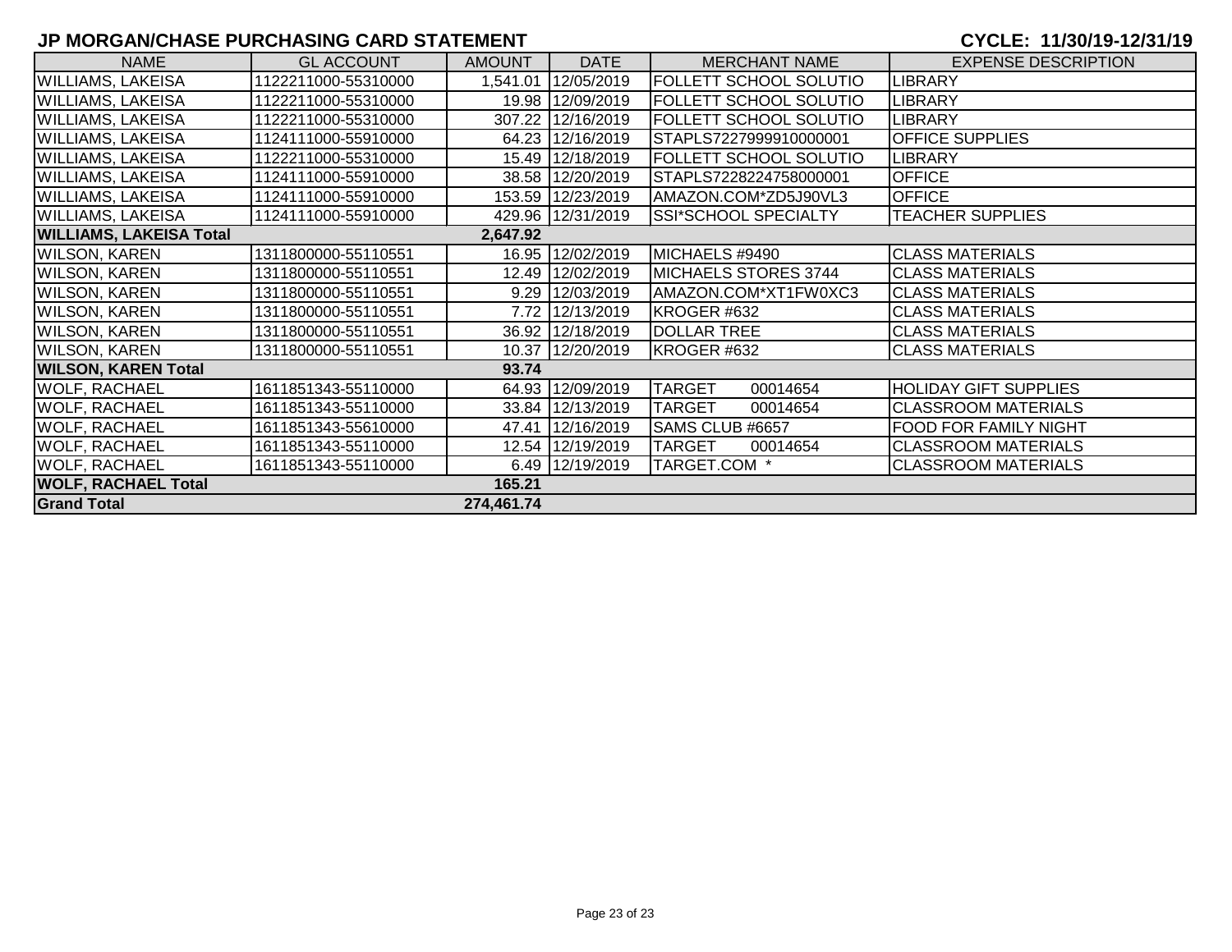## JP MORGAN/CHASE PURCHASING CARD STATEMENT

**CYCLE: 11/30/19-12/31/19**

| NAME | GL ACCOUNT | AMOUNT | DATE | MERCHANT NAME | EXPENSE DESCRIPTION |
|---|---|---|---|---|---|
| WILLIAMS, LAKEISA | 1122211000-55310000 | 1,541.01 | 12/05/2019 | FOLLETT SCHOOL SOLUTIO | LIBRARY |
| WILLIAMS, LAKEISA | 1122211000-55310000 | 19.98 | 12/09/2019 | FOLLETT SCHOOL SOLUTIO | LIBRARY |
| WILLIAMS, LAKEISA | 1122211000-55310000 | 307.22 | 12/16/2019 | FOLLETT SCHOOL SOLUTIO | LIBRARY |
| WILLIAMS, LAKEISA | 1124111000-55910000 | 64.23 | 12/16/2019 | STAPLS7227999910000001 | OFFICE SUPPLIES |
| WILLIAMS, LAKEISA | 1122211000-55310000 | 15.49 | 12/18/2019 | FOLLETT SCHOOL SOLUTIO | LIBRARY |
| WILLIAMS, LAKEISA | 1124111000-55910000 | 38.58 | 12/20/2019 | STAPLS7228224758000001 | OFFICE |
| WILLIAMS, LAKEISA | 1124111000-55910000 | 153.59 | 12/23/2019 | AMAZON.COM*ZD5J90VL3 | OFFICE |
| WILLIAMS, LAKEISA | 1124111000-55910000 | 429.96 | 12/31/2019 | SSI*SCHOOL SPECIALTY | TEACHER SUPPLIES |
| **WILLIAMS, LAKEISA Total** | | **2,647.92** | | | |
| WILSON, KAREN | 1311800000-55110551 | 16.95 | 12/02/2019 | MICHAELS #9490 | CLASS MATERIALS |
| WILSON, KAREN | 1311800000-55110551 | 12.49 | 12/02/2019 | MICHAELS STORES 3744 | CLASS MATERIALS |
| WILSON, KAREN | 1311800000-55110551 | 9.29 | 12/03/2019 | AMAZON.COM*XT1FW0XC3 | CLASS MATERIALS |
| WILSON, KAREN | 1311800000-55110551 | 7.72 | 12/13/2019 | KROGER #632 | CLASS MATERIALS |
| WILSON, KAREN | 1311800000-55110551 | 36.92 | 12/18/2019 | DOLLAR TREE | CLASS MATERIALS |
| WILSON, KAREN | 1311800000-55110551 | 10.37 | 12/20/2019 | KROGER #632 | CLASS MATERIALS |
| **WILSON, KAREN Total** | | **93.74** | | | |
| WOLF, RACHAEL | 1611851343-55110000 | 64.93 | 12/09/2019 | TARGET 00014654 | HOLIDAY GIFT SUPPLIES |
| WOLF, RACHAEL | 1611851343-55110000 | 33.84 | 12/13/2019 | TARGET 00014654 | CLASSROOM MATERIALS |
| WOLF, RACHAEL | 1611851343-55610000 | 47.41 | 12/16/2019 | SAMS CLUB #6657 | FOOD FOR FAMILY NIGHT |
| WOLF, RACHAEL | 1611851343-55110000 | 12.54 | 12/19/2019 | TARGET 00014654 | CLASSROOM MATERIALS |
| WOLF, RACHAEL | 1611851343-55110000 | 6.49 | 12/19/2019 | TARGET.COM * | CLASSROOM MATERIALS |
| **WOLF, RACHAEL Total** | | **165.21** | | | |
| **Grand Total** | | **274,461.74** | | | |